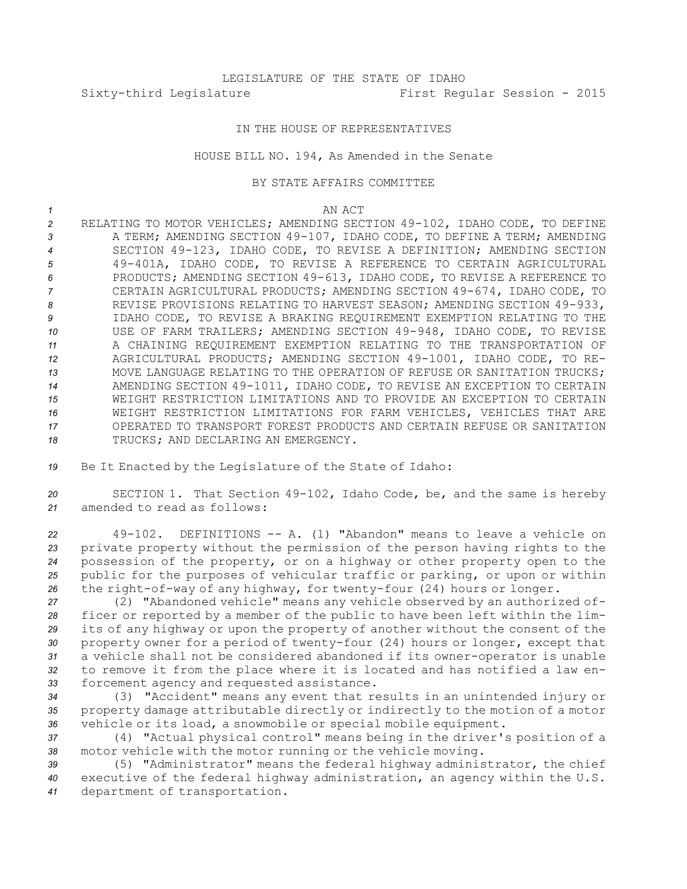LEGISLATURE OF THE STATE OF IDAHO

Sixty-third Legislature First Regular Session - 2015

IN THE HOUSE OF REPRESENTATIVES

HOUSE BILL NO. 194, As Amended in the Senate

BY STATE AFFAIRS COMMITTEE

AN ACT

RELATING TO MOTOR VEHICLES; AMENDING SECTION 49-102, IDAHO CODE, TO DEFINE A TERM; AMENDING SECTION 49-107, IDAHO CODE, TO DEFINE A TERM; AMENDING SECTION 49-123, IDAHO CODE, TO REVISE A DEFINITION; AMENDING SECTION 49-401A, IDAHO CODE, TO REVISE A REFERENCE TO CERTAIN AGRICULTURAL PRODUCTS; AMENDING SECTION 49-613, IDAHO CODE, TO REVISE A REFERENCE TO CERTAIN AGRICULTURAL PRODUCTS; AMENDING SECTION 49-674, IDAHO CODE, TO REVISE PROVISIONS RELATING TO HARVEST SEASON; AMENDING SECTION 49-933, IDAHO CODE, TO REVISE A BRAKING REQUIREMENT EXEMPTION RELATING TO THE USE OF FARM TRAILERS; AMENDING SECTION 49-948, IDAHO CODE, TO REVISE A CHAINING REQUIREMENT EXEMPTION RELATING TO THE TRANSPORTATION OF AGRICULTURAL PRODUCTS; AMENDING SECTION 49-1001, IDAHO CODE, TO REMOVE LANGUAGE RELATING TO THE OPERATION OF REFUSE OR SANITATION TRUCKS; AMENDING SECTION 49-1011, IDAHO CODE, TO REVISE AN EXCEPTION TO CERTAIN WEIGHT RESTRICTION LIMITATIONS AND TO PROVIDE AN EXCEPTION TO CERTAIN WEIGHT RESTRICTION LIMITATIONS FOR FARM VEHICLES, VEHICLES THAT ARE OPERATED TO TRANSPORT FOREST PRODUCTS AND CERTAIN REFUSE OR SANITATION TRUCKS; AND DECLARING AN EMERGENCY.

Be It Enacted by the Legislature of the State of Idaho:

SECTION 1. That Section 49-102, Idaho Code, be, and the same is hereby amended to read as follows:

49-102. DEFINITIONS -- A. (1) "Abandon" means to leave a vehicle on private property without the permission of the person having rights to the possession of the property, or on a highway or other property open to the public for the purposes of vehicular traffic or parking, or upon or within the right-of-way of any highway, for twenty-four (24) hours or longer.

(2) "Abandoned vehicle" means any vehicle observed by an authorized officer or reported by a member of the public to have been left within the limits of any highway or upon the property of another without the consent of the property owner for a period of twenty-four (24) hours or longer, except that a vehicle shall not be considered abandoned if its owner-operator is unable to remove it from the place where it is located and has notified a law enforcement agency and requested assistance.

(3) "Accident" means any event that results in an unintended injury or property damage attributable directly or indirectly to the motion of a motor vehicle or its load, a snowmobile or special mobile equipment.

(4) "Actual physical control" means being in the driver's position of a motor vehicle with the motor running or the vehicle moving.

(5) "Administrator" means the federal highway administrator, the chief executive of the federal highway administration, an agency within the U.S. department of transportation.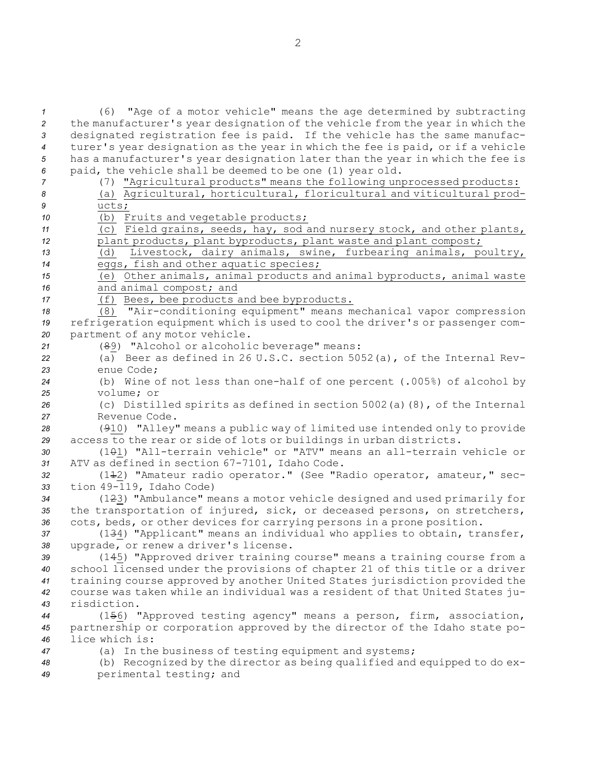(6) "Age of a motor vehicle" means the age determined by subtracting the manufacturer's year designation of the vehicle from the year in which the designated registration fee is paid. If the vehicle has the same manufacturer's year designation as the year in which the fee is paid, or if a vehicle has a manufacturer's year designation later than the year in which the fee is paid, the vehicle shall be deemed to be one (1) year old.

(7) "Agricultural products" means the following unprocessed products:

(a) Agricultural, horticultural, floricultural and viticultural products;

(b) Fruits and vegetable products;

(c) Field grains, seeds, hay, sod and nursery stock, and other plants, plant products, plant byproducts, plant waste and plant compost;

(d) Livestock, dairy animals, swine, furbearing animals, poultry, eggs, fish and other aquatic species;

(e) Other animals, animal products and animal byproducts, animal waste and animal compost; and

(f) Bees, bee products and bee byproducts.

(8) "Air-conditioning equipment" means mechanical vapor compression refrigeration equipment which is used to cool the driver's or passenger compartment of any motor vehicle.

(~~8~~9) "Alcohol or alcoholic beverage" means:

(a) Beer as defined in 26 U.S.C. section 5052(a), of the Internal Revenue Code;

(b) Wine of not less than one-half of one percent (.005%) of alcohol by volume; or

(c) Distilled spirits as defined in section 5002(a)(8), of the Internal Revenue Code.

(~~9~~10) "Alley" means a public way of limited use intended only to provide access to the rear or side of lots or buildings in urban districts.

(1~~0~~1) "All-terrain vehicle" or "ATV" means an all-terrain vehicle or ATV as defined in section 67-7101, Idaho Code.

(1~~1~~2) "Amateur radio operator." (See "Radio operator, amateur," section 49-119, Idaho Code)

(1~~2~~3) "Ambulance" means a motor vehicle designed and used primarily for the transportation of injured, sick, or deceased persons, on stretchers, cots, beds, or other devices for carrying persons in a prone position.

(1~~3~~4) "Applicant" means an individual who applies to obtain, transfer, upgrade, or renew a driver's license.

(1~~4~~5) "Approved driver training course" means a training course from a school licensed under the provisions of chapter 21 of this title or a driver training course approved by another United States jurisdiction provided the course was taken while an individual was a resident of that United States jurisdiction.

(1~~5~~6) "Approved testing agency" means a person, firm, association, partnership or corporation approved by the director of the Idaho state police which is:

(a) In the business of testing equipment and systems;

(b) Recognized by the director as being qualified and equipped to do experimental testing; and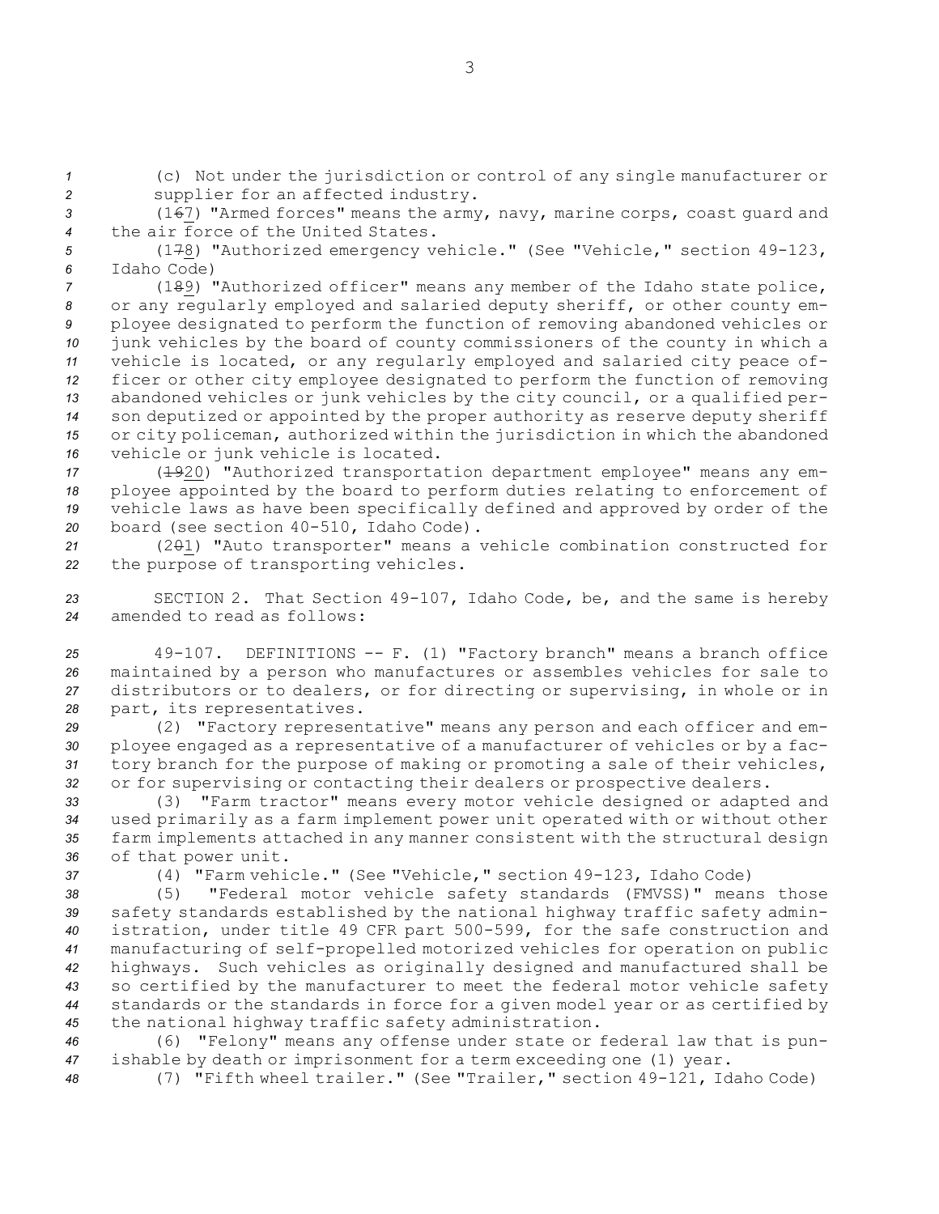(c) Not under the jurisdiction or control of any single manufacturer or supplier for an affected industry.

(1~~6~~7) "Armed forces" means the army, navy, marine corps, coast guard and the air force of the United States.

(1~~7~~8) "Authorized emergency vehicle." (See "Vehicle," section 49-123, Idaho Code)

(1~~8~~9) "Authorized officer" means any member of the Idaho state police, or any regularly employed and salaried deputy sheriff, or other county employee designated to perform the function of removing abandoned vehicles or junk vehicles by the board of county commissioners of the county in which a vehicle is located, or any regularly employed and salaried city peace officer or other city employee designated to perform the function of removing abandoned vehicles or junk vehicles by the city council, or a qualified person deputized or appointed by the proper authority as reserve deputy sheriff or city policeman, authorized within the jurisdiction in which the abandoned vehicle or junk vehicle is located.

(~~19~~20) "Authorized transportation department employee" means any employee appointed by the board to perform duties relating to enforcement of vehicle laws as have been specifically defined and approved by order of the board (see section 40-510, Idaho Code).

(2~~0~~1) "Auto transporter" means a vehicle combination constructed for the purpose of transporting vehicles.

SECTION 2. That Section 49-107, Idaho Code, be, and the same is hereby amended to read as follows:

49-107. DEFINITIONS -- F. (1) "Factory branch" means a branch office maintained by a person who manufactures or assembles vehicles for sale to distributors or to dealers, or for directing or supervising, in whole or in part, its representatives.

(2) "Factory representative" means any person and each officer and employee engaged as a representative of a manufacturer of vehicles or by a factory branch for the purpose of making or promoting a sale of their vehicles, or for supervising or contacting their dealers or prospective dealers.

(3) "Farm tractor" means every motor vehicle designed or adapted and used primarily as a farm implement power unit operated with or without other farm implements attached in any manner consistent with the structural design of that power unit.

(4) "Farm vehicle." (See "Vehicle," section 49-123, Idaho Code)

(5) "Federal motor vehicle safety standards (FMVSS)" means those safety standards established by the national highway traffic safety administration, under title 49 CFR part 500-599, for the safe construction and manufacturing of self-propelled motorized vehicles for operation on public highways. Such vehicles as originally designed and manufactured shall be so certified by the manufacturer to meet the federal motor vehicle safety standards or the standards in force for a given model year or as certified by the national highway traffic safety administration.

(6) "Felony" means any offense under state or federal law that is punishable by death or imprisonment for a term exceeding one (1) year.

(7) "Fifth wheel trailer." (See "Trailer," section 49-121, Idaho Code)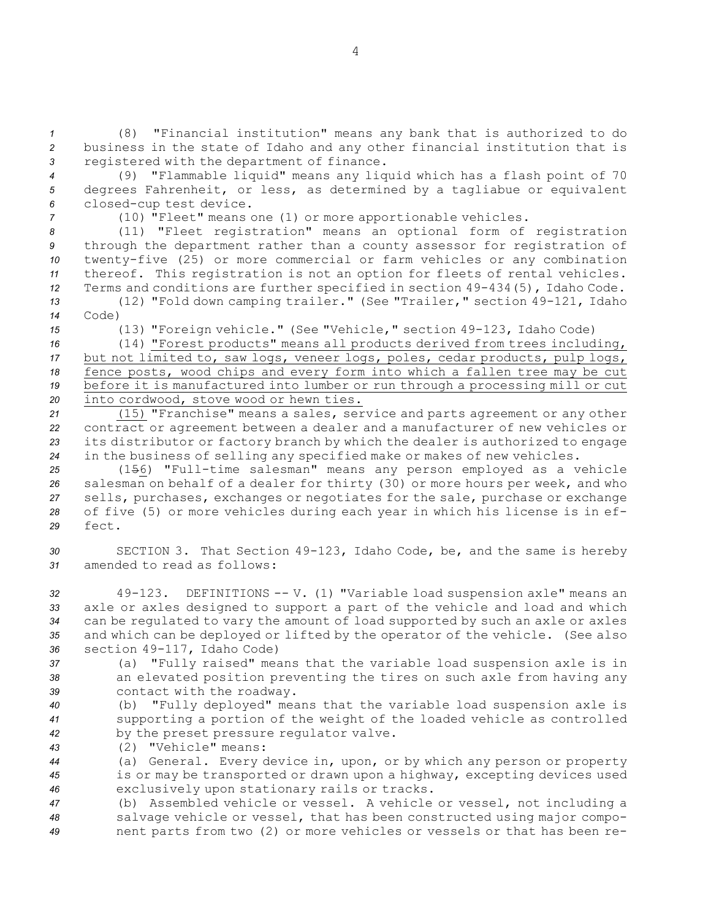(8) "Financial institution" means any bank that is authorized to do business in the state of Idaho and any other financial institution that is registered with the department of finance.

(9) "Flammable liquid" means any liquid which has a flash point of 70 degrees Fahrenheit, or less, as determined by a tagliabue or equivalent closed-cup test device.

(10) "Fleet" means one (1) or more apportionable vehicles.

(11) "Fleet registration" means an optional form of registration through the department rather than a county assessor for registration of twenty-five (25) or more commercial or farm vehicles or any combination thereof. This registration is not an option for fleets of rental vehicles. Terms and conditions are further specified in section 49-434(5), Idaho Code.

(12) "Fold down camping trailer." (See "Trailer," section 49-121, Idaho Code)

(13) "Foreign vehicle." (See "Vehicle," section 49-123, Idaho Code)

(14) "Forest products" means all products derived from trees including, but not limited to, saw logs, veneer logs, poles, cedar products, pulp logs, fence posts, wood chips and every form into which a fallen tree may be cut before it is manufactured into lumber or run through a processing mill or cut into cordwood, stove wood or hewn ties.

(15) "Franchise" means a sales, service and parts agreement or any other contract or agreement between a dealer and a manufacturer of new vehicles or its distributor or factory branch by which the dealer is authorized to engage in the business of selling any specified make or makes of new vehicles.

(156) "Full-time salesman" means any person employed as a vehicle salesman on behalf of a dealer for thirty (30) or more hours per week, and who sells, purchases, exchanges or negotiates for the sale, purchase or exchange of five (5) or more vehicles during each year in which his license is in effect.

SECTION 3. That Section 49-123, Idaho Code, be, and the same is hereby amended to read as follows:

49-123. DEFINITIONS -- V. (1) "Variable load suspension axle" means an axle or axles designed to support a part of the vehicle and load and which can be regulated to vary the amount of load supported by such an axle or axles and which can be deployed or lifted by the operator of the vehicle. (See also section 49-117, Idaho Code)

(a) "Fully raised" means that the variable load suspension axle is in an elevated position preventing the tires on such axle from having any contact with the roadway.

(b) "Fully deployed" means that the variable load suspension axle is supporting a portion of the weight of the loaded vehicle as controlled by the preset pressure regulator valve.

(2) "Vehicle" means:

(a) General. Every device in, upon, or by which any person or property is or may be transported or drawn upon a highway, excepting devices used exclusively upon stationary rails or tracks.

(b) Assembled vehicle or vessel. A vehicle or vessel, not including a salvage vehicle or vessel, that has been constructed using major component parts from two (2) or more vehicles or vessels or that has been re-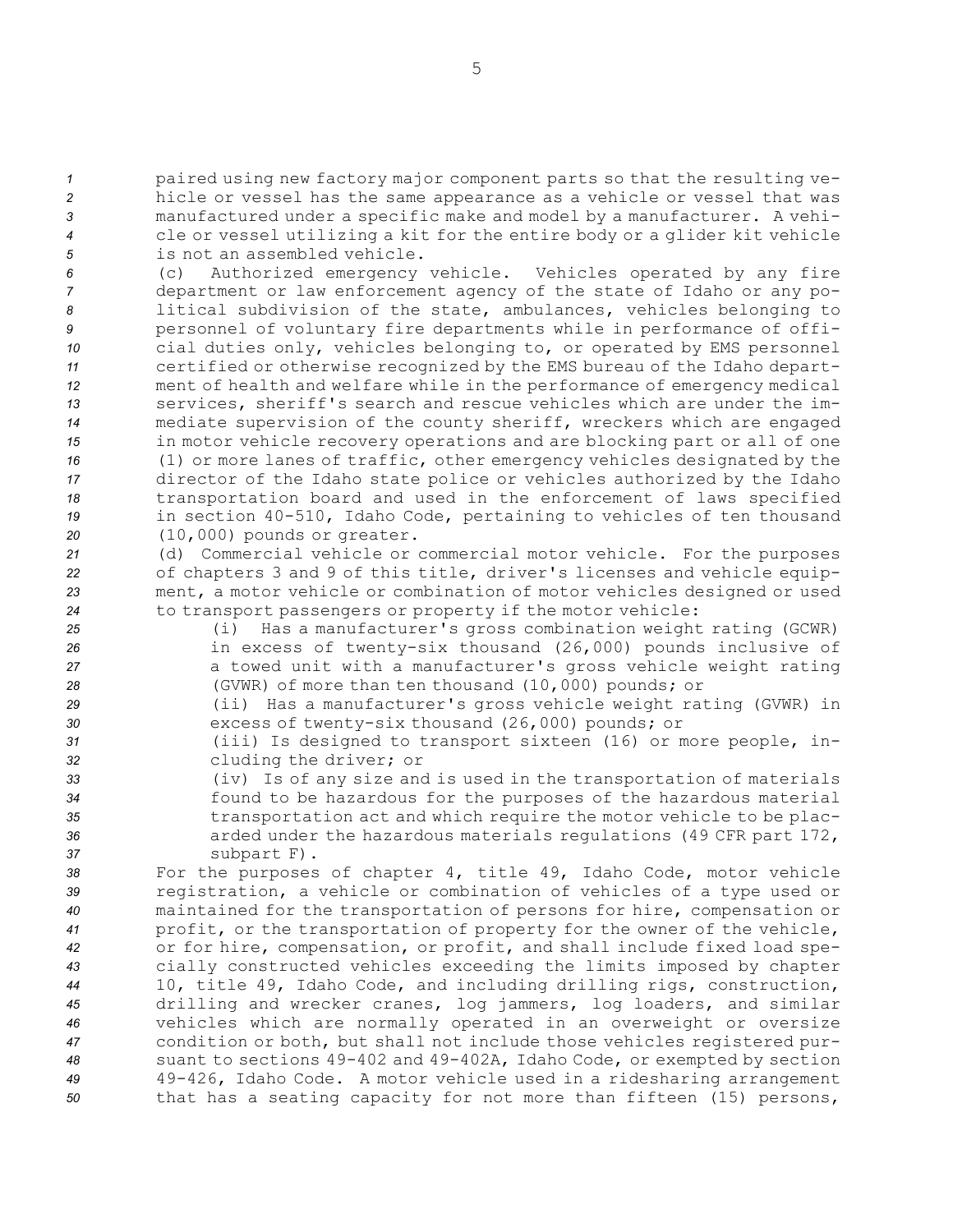paired using new factory major component parts so that the resulting vehicle or vessel has the same appearance as a vehicle or vessel that was manufactured under a specific make and model by a manufacturer. A vehicle or vessel utilizing a kit for the entire body or a glider kit vehicle is not an assembled vehicle.

(c) Authorized emergency vehicle. Vehicles operated by any fire department or law enforcement agency of the state of Idaho or any political subdivision of the state, ambulances, vehicles belonging to personnel of voluntary fire departments while in performance of official duties only, vehicles belonging to, or operated by EMS personnel certified or otherwise recognized by the EMS bureau of the Idaho department of health and welfare while in the performance of emergency medical services, sheriff's search and rescue vehicles which are under the immediate supervision of the county sheriff, wreckers which are engaged in motor vehicle recovery operations and are blocking part or all of one (1) or more lanes of traffic, other emergency vehicles designated by the director of the Idaho state police or vehicles authorized by the Idaho transportation board and used in the enforcement of laws specified in section 40-510, Idaho Code, pertaining to vehicles of ten thousand (10,000) pounds or greater.

(d) Commercial vehicle or commercial motor vehicle. For the purposes of chapters 3 and 9 of this title, driver's licenses and vehicle equipment, a motor vehicle or combination of motor vehicles designed or used to transport passengers or property if the motor vehicle:

(i) Has a manufacturer's gross combination weight rating (GCWR) in excess of twenty-six thousand (26,000) pounds inclusive of a towed unit with a manufacturer's gross vehicle weight rating (GVWR) of more than ten thousand (10,000) pounds; or

(ii) Has a manufacturer's gross vehicle weight rating (GVWR) in excess of twenty-six thousand (26,000) pounds; or

(iii) Is designed to transport sixteen (16) or more people, including the driver; or

(iv) Is of any size and is used in the transportation of materials found to be hazardous for the purposes of the hazardous material transportation act and which require the motor vehicle to be placarded under the hazardous materials regulations (49 CFR part 172, subpart F).

For the purposes of chapter 4, title 49, Idaho Code, motor vehicle registration, a vehicle or combination of vehicles of a type used or maintained for the transportation of persons for hire, compensation or profit, or the transportation of property for the owner of the vehicle, or for hire, compensation, or profit, and shall include fixed load specially constructed vehicles exceeding the limits imposed by chapter 10, title 49, Idaho Code, and including drilling rigs, construction, drilling and wrecker cranes, log jammers, log loaders, and similar vehicles which are normally operated in an overweight or oversize condition or both, but shall not include those vehicles registered pursuant to sections 49-402 and 49-402A, Idaho Code, or exempted by section 49-426, Idaho Code. A motor vehicle used in a ridesharing arrangement that has a seating capacity for not more than fifteen (15) persons,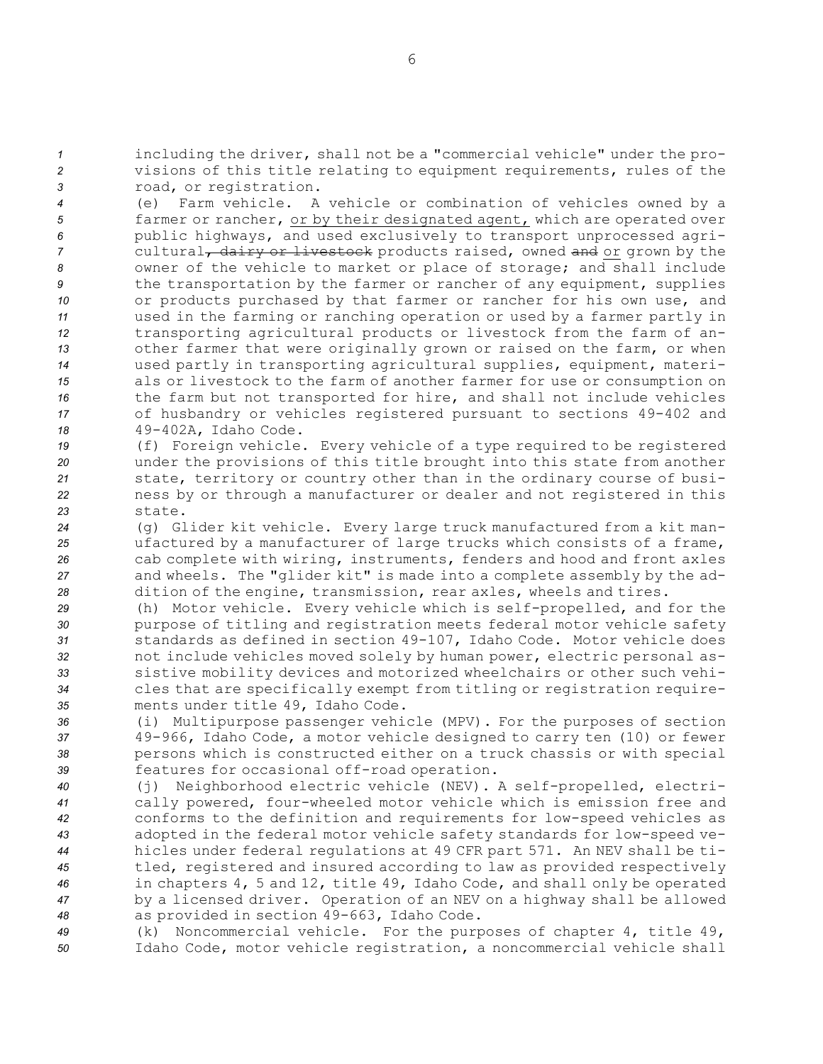including the driver, shall not be a "commercial vehicle" under the provisions of this title relating to equipment requirements, rules of the road, or registration.

(e) Farm vehicle. A vehicle or combination of vehicles owned by a farmer or rancher, or by their designated agent, which are operated over public highways, and used exclusively to transport unprocessed agricultural~~, dairy or livestock~~ products raised, owned ~~and~~ or grown by the owner of the vehicle to market or place of storage; and shall include the transportation by the farmer or rancher of any equipment, supplies or products purchased by that farmer or rancher for his own use, and used in the farming or ranching operation or used by a farmer partly in transporting agricultural products or livestock from the farm of another farmer that were originally grown or raised on the farm, or when used partly in transporting agricultural supplies, equipment, materials or livestock to the farm of another farmer for use or consumption on the farm but not transported for hire, and shall not include vehicles of husbandry or vehicles registered pursuant to sections 49-402 and 49-402A, Idaho Code.

(f) Foreign vehicle. Every vehicle of a type required to be registered under the provisions of this title brought into this state from another state, territory or country other than in the ordinary course of business by or through a manufacturer or dealer and not registered in this state.

(g) Glider kit vehicle. Every large truck manufactured from a kit manufactured by a manufacturer of large trucks which consists of a frame, cab complete with wiring, instruments, fenders and hood and front axles and wheels. The "glider kit" is made into a complete assembly by the addition of the engine, transmission, rear axles, wheels and tires.

(h) Motor vehicle. Every vehicle which is self-propelled, and for the purpose of titling and registration meets federal motor vehicle safety standards as defined in section 49-107, Idaho Code. Motor vehicle does not include vehicles moved solely by human power, electric personal assistive mobility devices and motorized wheelchairs or other such vehicles that are specifically exempt from titling or registration requirements under title 49, Idaho Code.

(i) Multipurpose passenger vehicle (MPV). For the purposes of section 49-966, Idaho Code, a motor vehicle designed to carry ten (10) or fewer persons which is constructed either on a truck chassis or with special features for occasional off-road operation.

(j) Neighborhood electric vehicle (NEV). A self-propelled, electrically powered, four-wheeled motor vehicle which is emission free and conforms to the definition and requirements for low-speed vehicles as adopted in the federal motor vehicle safety standards for low-speed vehicles under federal regulations at 49 CFR part 571. An NEV shall be titled, registered and insured according to law as provided respectively in chapters 4, 5 and 12, title 49, Idaho Code, and shall only be operated by a licensed driver. Operation of an NEV on a highway shall be allowed as provided in section 49-663, Idaho Code.

(k) Noncommercial vehicle. For the purposes of chapter 4, title 49, Idaho Code, motor vehicle registration, a noncommercial vehicle shall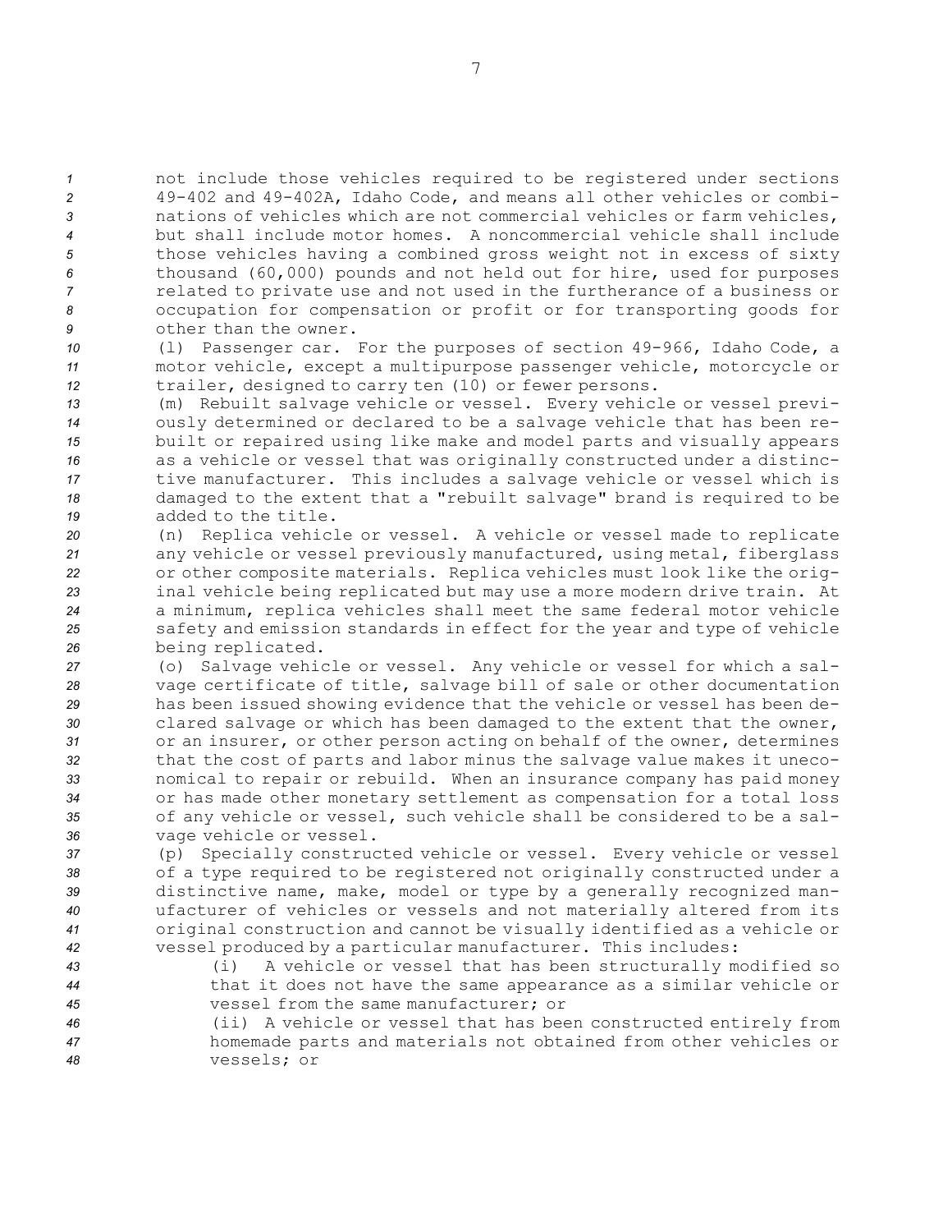not include those vehicles required to be registered under sections 49-402 and 49-402A, Idaho Code, and means all other vehicles or combinations of vehicles which are not commercial vehicles or farm vehicles, but shall include motor homes. A noncommercial vehicle shall include those vehicles having a combined gross weight not in excess of sixty thousand (60,000) pounds and not held out for hire, used for purposes related to private use and not used in the furtherance of a business or occupation for compensation or profit or for transporting goods for other than the owner.

(l) Passenger car. For the purposes of section 49-966, Idaho Code, a motor vehicle, except a multipurpose passenger vehicle, motorcycle or trailer, designed to carry ten (10) or fewer persons.

(m) Rebuilt salvage vehicle or vessel. Every vehicle or vessel previously determined or declared to be a salvage vehicle that has been rebuilt or repaired using like make and model parts and visually appears as a vehicle or vessel that was originally constructed under a distinctive manufacturer. This includes a salvage vehicle or vessel which is damaged to the extent that a "rebuilt salvage" brand is required to be added to the title.

(n) Replica vehicle or vessel. A vehicle or vessel made to replicate any vehicle or vessel previously manufactured, using metal, fiberglass or other composite materials. Replica vehicles must look like the original vehicle being replicated but may use a more modern drive train. At a minimum, replica vehicles shall meet the same federal motor vehicle safety and emission standards in effect for the year and type of vehicle being replicated.

(o) Salvage vehicle or vessel. Any vehicle or vessel for which a salvage certificate of title, salvage bill of sale or other documentation has been issued showing evidence that the vehicle or vessel has been declared salvage or which has been damaged to the extent that the owner, or an insurer, or other person acting on behalf of the owner, determines that the cost of parts and labor minus the salvage value makes it uneconomical to repair or rebuild. When an insurance company has paid money or has made other monetary settlement as compensation for a total loss of any vehicle or vessel, such vehicle shall be considered to be a salvage vehicle or vessel.

(p) Specially constructed vehicle or vessel. Every vehicle or vessel of a type required to be registered not originally constructed under a distinctive name, make, model or type by a generally recognized manufacturer of vehicles or vessels and not materially altered from its original construction and cannot be visually identified as a vehicle or vessel produced by a particular manufacturer. This includes:

(i) A vehicle or vessel that has been structurally modified so that it does not have the same appearance as a similar vehicle or vessel from the same manufacturer; or

(ii) A vehicle or vessel that has been constructed entirely from homemade parts and materials not obtained from other vehicles or vessels; or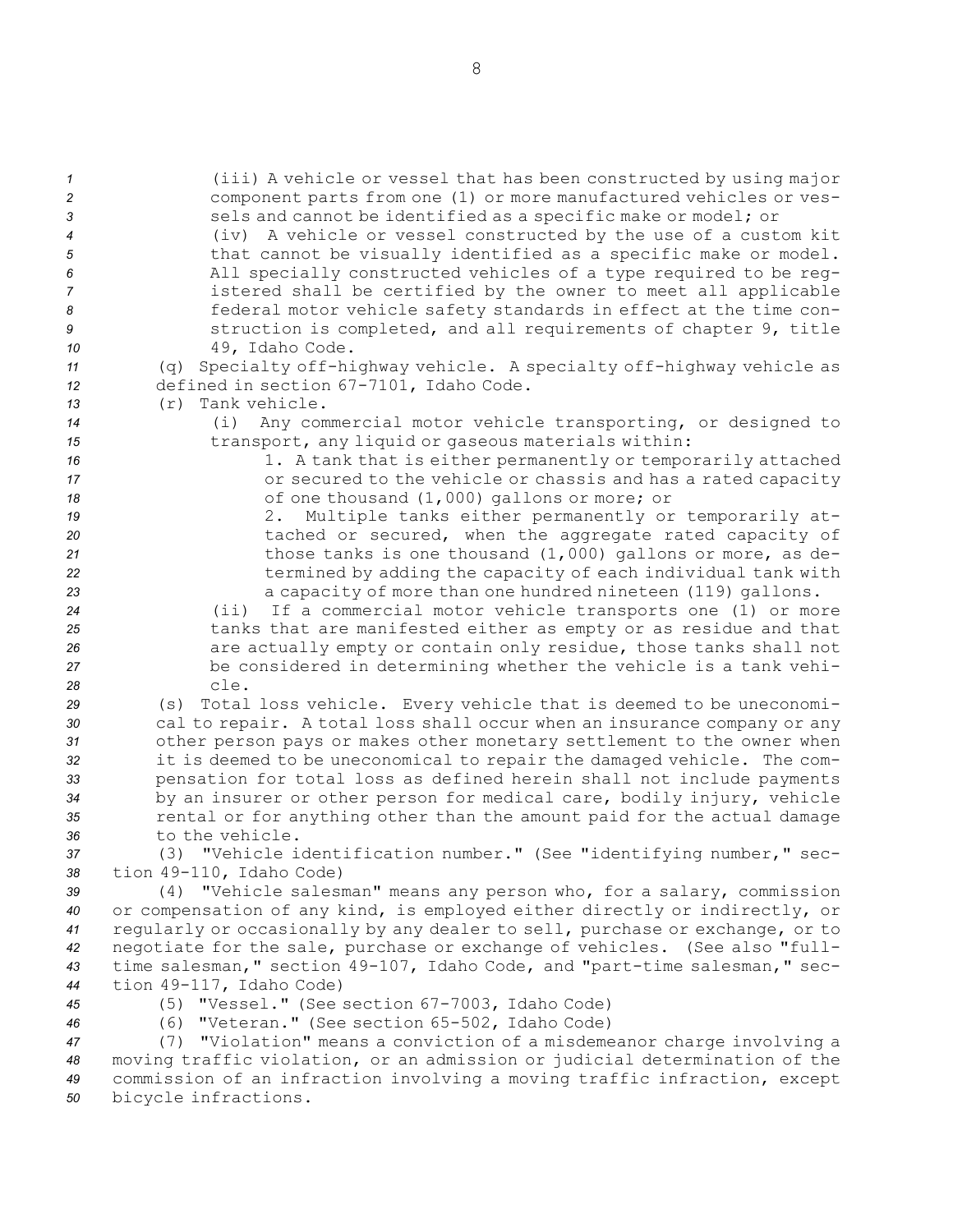(iii) A vehicle or vessel that has been constructed by using major component parts from one (1) or more manufactured vehicles or vessels and cannot be identified as a specific make or model; or

(iv) A vehicle or vessel constructed by the use of a custom kit that cannot be visually identified as a specific make or model. All specially constructed vehicles of a type required to be registered shall be certified by the owner to meet all applicable federal motor vehicle safety standards in effect at the time construction is completed, and all requirements of chapter 9, title 49, Idaho Code.

(q) Specialty off-highway vehicle. A specialty off-highway vehicle as defined in section 67-7101, Idaho Code.

(r) Tank vehicle.

(i) Any commercial motor vehicle transporting, or designed to transport, any liquid or gaseous materials within:

1. A tank that is either permanently or temporarily attached or secured to the vehicle or chassis and has a rated capacity of one thousand (1,000) gallons or more; or

2. Multiple tanks either permanently or temporarily attached or secured, when the aggregate rated capacity of those tanks is one thousand (1,000) gallons or more, as determined by adding the capacity of each individual tank with a capacity of more than one hundred nineteen (119) gallons.

(ii) If a commercial motor vehicle transports one (1) or more tanks that are manifested either as empty or as residue and that are actually empty or contain only residue, those tanks shall not be considered in determining whether the vehicle is a tank vehicle.

(s) Total loss vehicle. Every vehicle that is deemed to be uneconomical to repair. A total loss shall occur when an insurance company or any other person pays or makes other monetary settlement to the owner when it is deemed to be uneconomical to repair the damaged vehicle. The compensation for total loss as defined herein shall not include payments by an insurer or other person for medical care, bodily injury, vehicle rental or for anything other than the amount paid for the actual damage to the vehicle.

(3) "Vehicle identification number." (See "identifying number," section 49-110, Idaho Code)

(4) "Vehicle salesman" means any person who, for a salary, commission or compensation of any kind, is employed either directly or indirectly, or regularly or occasionally by any dealer to sell, purchase or exchange, or to negotiate for the sale, purchase or exchange of vehicles. (See also "full-time salesman," section 49-107, Idaho Code, and "part-time salesman," section 49-117, Idaho Code)

(5) "Vessel." (See section 67-7003, Idaho Code)

(6) "Veteran." (See section 65-502, Idaho Code)

(7) "Violation" means a conviction of a misdemeanor charge involving a moving traffic violation, or an admission or judicial determination of the commission of an infraction involving a moving traffic infraction, except bicycle infractions.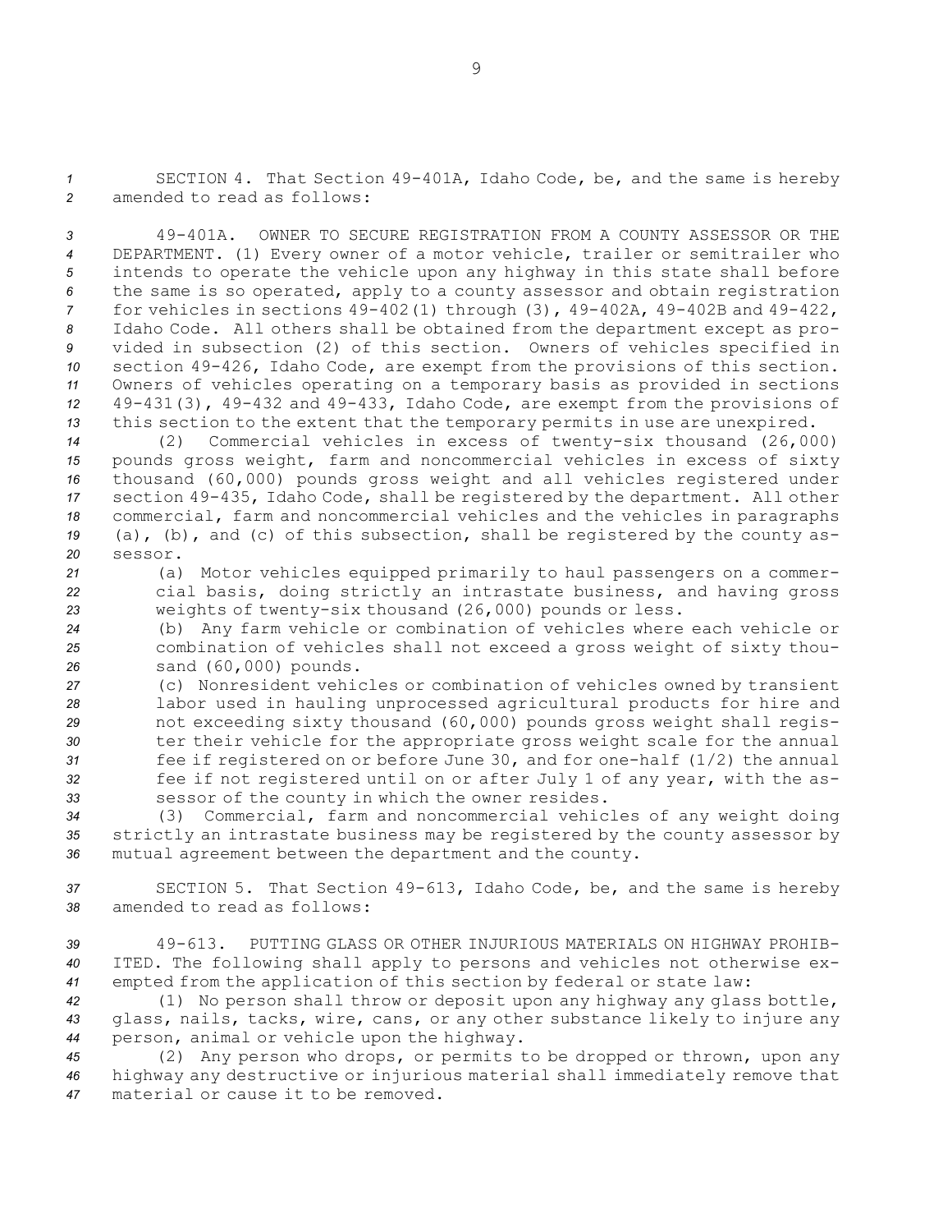SECTION 4. That Section 49-401A, Idaho Code, be, and the same is hereby amended to read as follows:

49-401A. OWNER TO SECURE REGISTRATION FROM A COUNTY ASSESSOR OR THE DEPARTMENT. (1) Every owner of a motor vehicle, trailer or semitrailer who intends to operate the vehicle upon any highway in this state shall before the same is so operated, apply to a county assessor and obtain registration for vehicles in sections 49-402(1) through (3), 49-402A, 49-402B and 49-422, Idaho Code. All others shall be obtained from the department except as provided in subsection (2) of this section. Owners of vehicles specified in section 49-426, Idaho Code, are exempt from the provisions of this section. Owners of vehicles operating on a temporary basis as provided in sections 49-431(3), 49-432 and 49-433, Idaho Code, are exempt from the provisions of this section to the extent that the temporary permits in use are unexpired.

(2) Commercial vehicles in excess of twenty-six thousand (26,000) pounds gross weight, farm and noncommercial vehicles in excess of sixty thousand (60,000) pounds gross weight and all vehicles registered under section 49-435, Idaho Code, shall be registered by the department. All other commercial, farm and noncommercial vehicles and the vehicles in paragraphs (a), (b), and (c) of this subsection, shall be registered by the county assessor.

(a) Motor vehicles equipped primarily to haul passengers on a commercial basis, doing strictly an intrastate business, and having gross weights of twenty-six thousand (26,000) pounds or less.

(b) Any farm vehicle or combination of vehicles where each vehicle or combination of vehicles shall not exceed a gross weight of sixty thousand (60,000) pounds.

(c) Nonresident vehicles or combination of vehicles owned by transient labor used in hauling unprocessed agricultural products for hire and not exceeding sixty thousand (60,000) pounds gross weight shall register their vehicle for the appropriate gross weight scale for the annual fee if registered on or before June 30, and for one-half (1/2) the annual fee if not registered until on or after July 1 of any year, with the assessor of the county in which the owner resides.

(3) Commercial, farm and noncommercial vehicles of any weight doing strictly an intrastate business may be registered by the county assessor by mutual agreement between the department and the county.

SECTION 5. That Section 49-613, Idaho Code, be, and the same is hereby amended to read as follows:

49-613. PUTTING GLASS OR OTHER INJURIOUS MATERIALS ON HIGHWAY PROHIBITED. The following shall apply to persons and vehicles not otherwise exempted from the application of this section by federal or state law:

(1) No person shall throw or deposit upon any highway any glass bottle, glass, nails, tacks, wire, cans, or any other substance likely to injure any person, animal or vehicle upon the highway.

(2) Any person who drops, or permits to be dropped or thrown, upon any highway any destructive or injurious material shall immediately remove that material or cause it to be removed.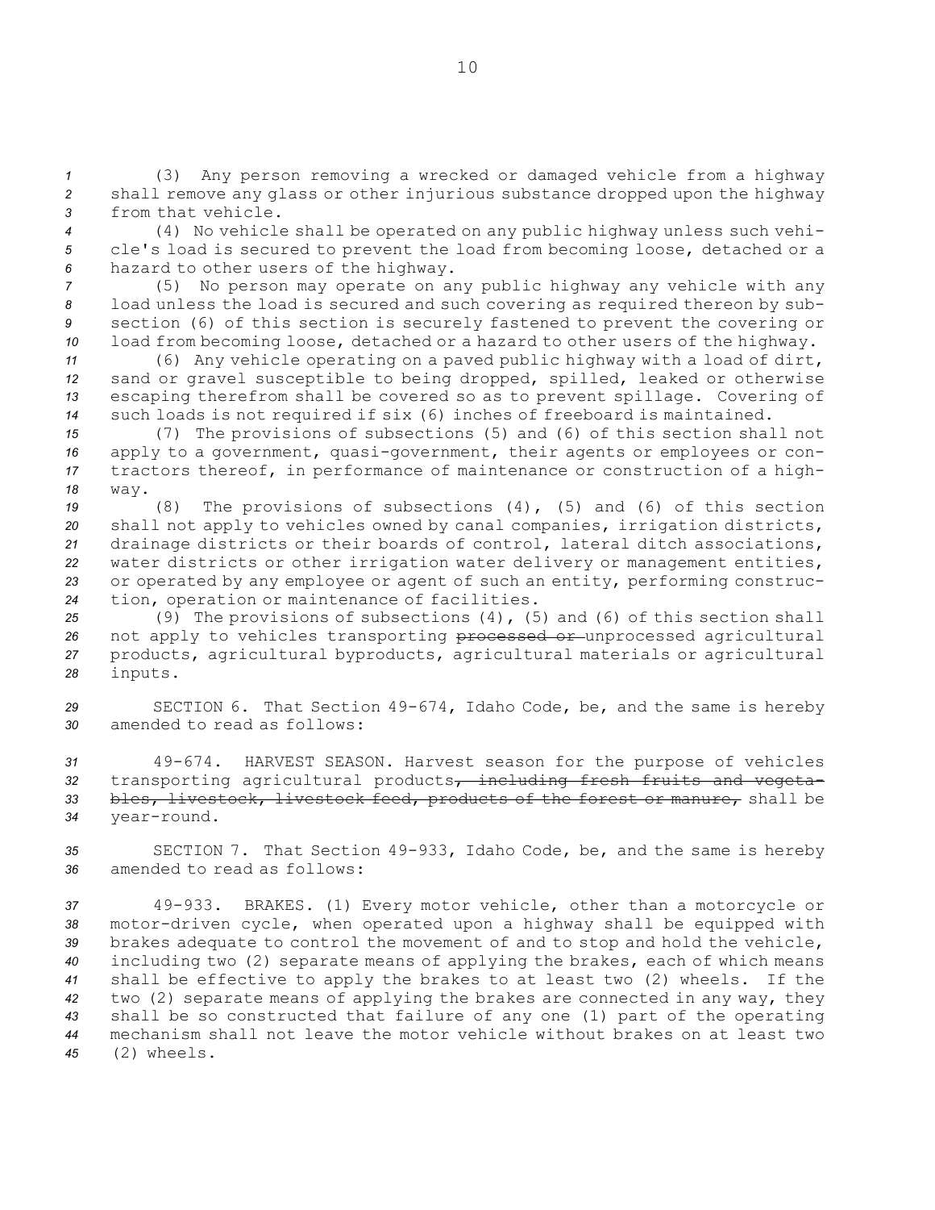(3) Any person removing a wrecked or damaged vehicle from a highway shall remove any glass or other injurious substance dropped upon the highway from that vehicle.

(4) No vehicle shall be operated on any public highway unless such vehicle's load is secured to prevent the load from becoming loose, detached or a hazard to other users of the highway.

(5) No person may operate on any public highway any vehicle with any load unless the load is secured and such covering as required thereon by subsection (6) of this section is securely fastened to prevent the covering or load from becoming loose, detached or a hazard to other users of the highway.

(6) Any vehicle operating on a paved public highway with a load of dirt, sand or gravel susceptible to being dropped, spilled, leaked or otherwise escaping therefrom shall be covered so as to prevent spillage. Covering of such loads is not required if six (6) inches of freeboard is maintained.

(7) The provisions of subsections (5) and (6) of this section shall not apply to a government, quasi-government, their agents or employees or contractors thereof, in performance of maintenance or construction of a highway.

(8) The provisions of subsections (4), (5) and (6) of this section shall not apply to vehicles owned by canal companies, irrigation districts, drainage districts or their boards of control, lateral ditch associations, water districts or other irrigation water delivery or management entities, or operated by any employee or agent of such an entity, performing construction, operation or maintenance of facilities.

(9) The provisions of subsections (4), (5) and (6) of this section shall not apply to vehicles transporting ~~processed or~~ unprocessed agricultural products, agricultural byproducts, agricultural materials or agricultural inputs.

SECTION 6. That Section 49-674, Idaho Code, be, and the same is hereby amended to read as follows:

49-674. HARVEST SEASON. Harvest season for the purpose of vehicles transporting agricultural products~~, including fresh fruits and vegetables, livestock, livestock feed, products of the forest or manure,~~ shall be year-round.

SECTION 7. That Section 49-933, Idaho Code, be, and the same is hereby amended to read as follows:

49-933. BRAKES. (1) Every motor vehicle, other than a motorcycle or motor-driven cycle, when operated upon a highway shall be equipped with brakes adequate to control the movement of and to stop and hold the vehicle, including two (2) separate means of applying the brakes, each of which means shall be effective to apply the brakes to at least two (2) wheels. If the two (2) separate means of applying the brakes are connected in any way, they shall be so constructed that failure of any one (1) part of the operating mechanism shall not leave the motor vehicle without brakes on at least two (2) wheels.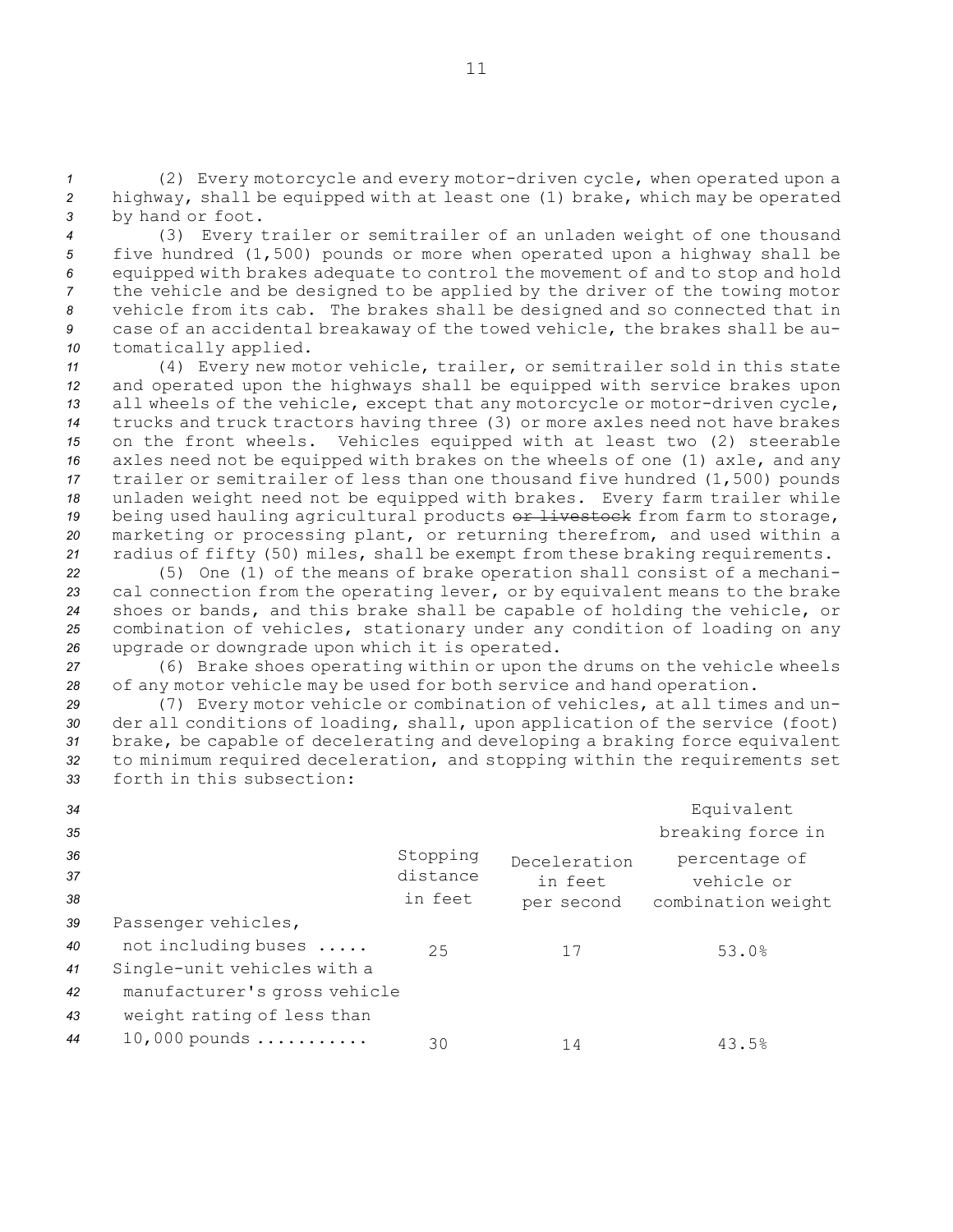(2) Every motorcycle and every motor-driven cycle, when operated upon a highway, shall be equipped with at least one (1) brake, which may be operated by hand or foot.

(3) Every trailer or semitrailer of an unladen weight of one thousand five hundred (1,500) pounds or more when operated upon a highway shall be equipped with brakes adequate to control the movement of and to stop and hold the vehicle and be designed to be applied by the driver of the towing motor vehicle from its cab. The brakes shall be designed and so connected that in case of an accidental breakaway of the towed vehicle, the brakes shall be automatically applied.

(4) Every new motor vehicle, trailer, or semitrailer sold in this state and operated upon the highways shall be equipped with service brakes upon all wheels of the vehicle, except that any motorcycle or motor-driven cycle, trucks and truck tractors having three (3) or more axles need not have brakes on the front wheels. Vehicles equipped with at least two (2) steerable axles need not be equipped with brakes on the wheels of one (1) axle, and any trailer or semitrailer of less than one thousand five hundred (1,500) pounds unladen weight need not be equipped with brakes. Every farm trailer while being used hauling agricultural products ~~or livestock~~ from farm to storage, marketing or processing plant, or returning therefrom, and used within a radius of fifty (50) miles, shall be exempt from these braking requirements.

(5) One (1) of the means of brake operation shall consist of a mechanical connection from the operating lever, or by equivalent means to the brake shoes or bands, and this brake shall be capable of holding the vehicle, or combination of vehicles, stationary under any condition of loading on any upgrade or downgrade upon which it is operated.

(6) Brake shoes operating within or upon the drums on the vehicle wheels of any motor vehicle may be used for both service and hand operation.

(7) Every motor vehicle or combination of vehicles, at all times and under all conditions of loading, shall, upon application of the service (foot) brake, be capable of decelerating and developing a braking force equivalent to minimum required deceleration, and stopping within the requirements set forth in this subsection:

| | Stopping distance in feet | Deceleration in feet per second | Equivalent breaking force in percentage of vehicle or combination weight |
|---|---|---|---|
| Passenger vehicles, not including buses ..... | 25 | 17 | 53.0% |
| Single-unit vehicles with a manufacturer's gross vehicle weight rating of less than 10,000 pounds ........... | 30 | 14 | 43.5% |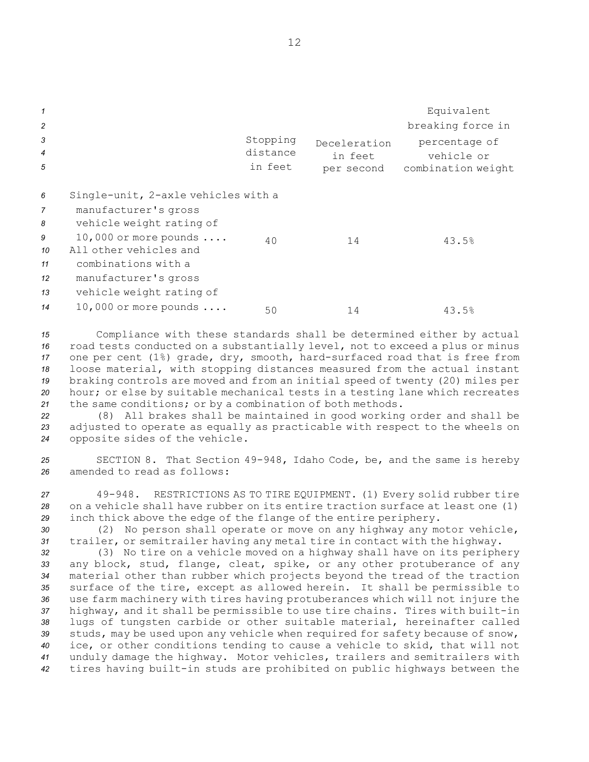| | Stopping distance in feet | Deceleration in feet per second | Equivalent breaking force in percentage of vehicle or combination weight |
|---|---|---|---|
| Single-unit, 2-axle vehicles with a manufacturer's gross vehicle weight rating of 10,000 or more pounds .... | 40 | 14 | 43.5% |
| All other vehicles and combinations with a manufacturer's gross vehicle weight rating of 10,000 or more pounds .... | 50 | 14 | 43.5% |

Compliance with these standards shall be determined either by actual road tests conducted on a substantially level, not to exceed a plus or minus one per cent (1%) grade, dry, smooth, hard-surfaced road that is free from loose material, with stopping distances measured from the actual instant braking controls are moved and from an initial speed of twenty (20) miles per hour; or else by suitable mechanical tests in a testing lane which recreates the same conditions; or by a combination of both methods.

(8) All brakes shall be maintained in good working order and shall be adjusted to operate as equally as practicable with respect to the wheels on opposite sides of the vehicle.

SECTION 8. That Section 49-948, Idaho Code, be, and the same is hereby amended to read as follows:

49-948. RESTRICTIONS AS TO TIRE EQUIPMENT. (1) Every solid rubber tire on a vehicle shall have rubber on its entire traction surface at least one (1) inch thick above the edge of the flange of the entire periphery.

(2) No person shall operate or move on any highway any motor vehicle, trailer, or semitrailer having any metal tire in contact with the highway.

(3) No tire on a vehicle moved on a highway shall have on its periphery any block, stud, flange, cleat, spike, or any other protuberance of any material other than rubber which projects beyond the tread of the traction surface of the tire, except as allowed herein. It shall be permissible to use farm machinery with tires having protuberances which will not injure the highway, and it shall be permissible to use tire chains. Tires with built-in lugs of tungsten carbide or other suitable material, hereinafter called studs, may be used upon any vehicle when required for safety because of snow, ice, or other conditions tending to cause a vehicle to skid, that will not unduly damage the highway. Motor vehicles, trailers and semitrailers with tires having built-in studs are prohibited on public highways between the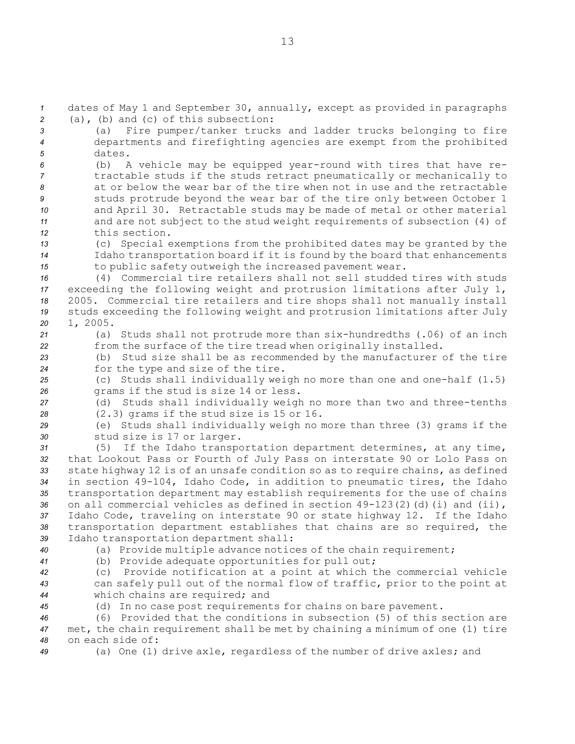dates of May 1 and September 30, annually, except as provided in paragraphs (a), (b) and (c) of this subsection:

(a) Fire pumper/tanker trucks and ladder trucks belonging to fire departments and firefighting agencies are exempt from the prohibited dates.

(b) A vehicle may be equipped year-round with tires that have retractable studs if the studs retract pneumatically or mechanically to at or below the wear bar of the tire when not in use and the retractable studs protrude beyond the wear bar of the tire only between October 1 and April 30. Retractable studs may be made of metal or other material and are not subject to the stud weight requirements of subsection (4) of this section.

(c) Special exemptions from the prohibited dates may be granted by the Idaho transportation board if it is found by the board that enhancements to public safety outweigh the increased pavement wear.

(4) Commercial tire retailers shall not sell studded tires with studs exceeding the following weight and protrusion limitations after July 1, 2005. Commercial tire retailers and tire shops shall not manually install studs exceeding the following weight and protrusion limitations after July 1, 2005.

(a) Studs shall not protrude more than six-hundredths (.06) of an inch from the surface of the tire tread when originally installed.

(b) Stud size shall be as recommended by the manufacturer of the tire for the type and size of the tire.

(c) Studs shall individually weigh no more than one and one-half (1.5) grams if the stud is size 14 or less.

(d) Studs shall individually weigh no more than two and three-tenths (2.3) grams if the stud size is 15 or 16.

(e) Studs shall individually weigh no more than three (3) grams if the stud size is 17 or larger.

(5) If the Idaho transportation department determines, at any time, that Lookout Pass or Fourth of July Pass on interstate 90 or Lolo Pass on state highway 12 is of an unsafe condition so as to require chains, as defined in section 49-104, Idaho Code, in addition to pneumatic tires, the Idaho transportation department may establish requirements for the use of chains on all commercial vehicles as defined in section 49-123(2)(d)(i) and (ii), Idaho Code, traveling on interstate 90 or state highway 12. If the Idaho transportation department establishes that chains are so required, the Idaho transportation department shall:

(a) Provide multiple advance notices of the chain requirement;

(b) Provide adequate opportunities for pull out;

(c) Provide notification at a point at which the commercial vehicle can safely pull out of the normal flow of traffic, prior to the point at which chains are required; and

(d) In no case post requirements for chains on bare pavement.

(6) Provided that the conditions in subsection (5) of this section are met, the chain requirement shall be met by chaining a minimum of one (1) tire on each side of:

(a) One (1) drive axle, regardless of the number of drive axles; and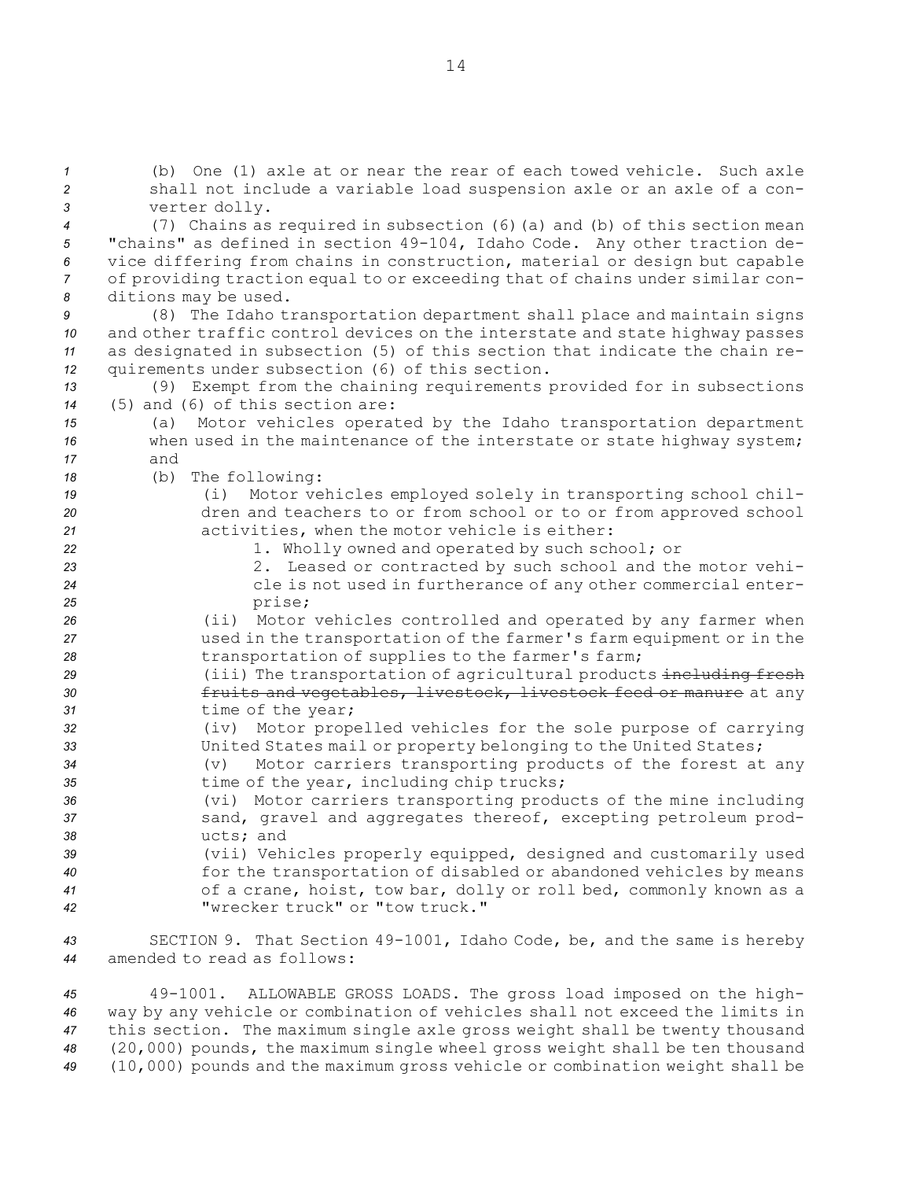(b) One (1) axle at or near the rear of each towed vehicle. Such axle shall not include a variable load suspension axle or an axle of a converter dolly.

(7) Chains as required in subsection (6)(a) and (b) of this section mean "chains" as defined in section 49-104, Idaho Code. Any other traction device differing from chains in construction, material or design but capable of providing traction equal to or exceeding that of chains under similar conditions may be used.

(8) The Idaho transportation department shall place and maintain signs and other traffic control devices on the interstate and state highway passes as designated in subsection (5) of this section that indicate the chain requirements under subsection (6) of this section.

(9) Exempt from the chaining requirements provided for in subsections (5) and (6) of this section are:

(a) Motor vehicles operated by the Idaho transportation department when used in the maintenance of the interstate or state highway system; and

(b) The following:

(i) Motor vehicles employed solely in transporting school children and teachers to or from school or to or from approved school activities, when the motor vehicle is either:

1. Wholly owned and operated by such school; or

2. Leased or contracted by such school and the motor vehicle is not used in furtherance of any other commercial enterprise;

(ii) Motor vehicles controlled and operated by any farmer when used in the transportation of the farmer's farm equipment or in the transportation of supplies to the farmer's farm;

(iii) The transportation of agricultural products ~~including fresh fruits and vegetables, livestock, livestock feed or manure~~ at any time of the year;

(iv) Motor propelled vehicles for the sole purpose of carrying United States mail or property belonging to the United States;

(v) Motor carriers transporting products of the forest at any time of the year, including chip trucks;

(vi) Motor carriers transporting products of the mine including sand, gravel and aggregates thereof, excepting petroleum products; and

(vii) Vehicles properly equipped, designed and customarily used for the transportation of disabled or abandoned vehicles by means of a crane, hoist, tow bar, dolly or roll bed, commonly known as a "wrecker truck" or "tow truck."

SECTION 9. That Section 49-1001, Idaho Code, be, and the same is hereby amended to read as follows:

49-1001. ALLOWABLE GROSS LOADS. The gross load imposed on the highway by any vehicle or combination of vehicles shall not exceed the limits in this section. The maximum single axle gross weight shall be twenty thousand (20,000) pounds, the maximum single wheel gross weight shall be ten thousand (10,000) pounds and the maximum gross vehicle or combination weight shall be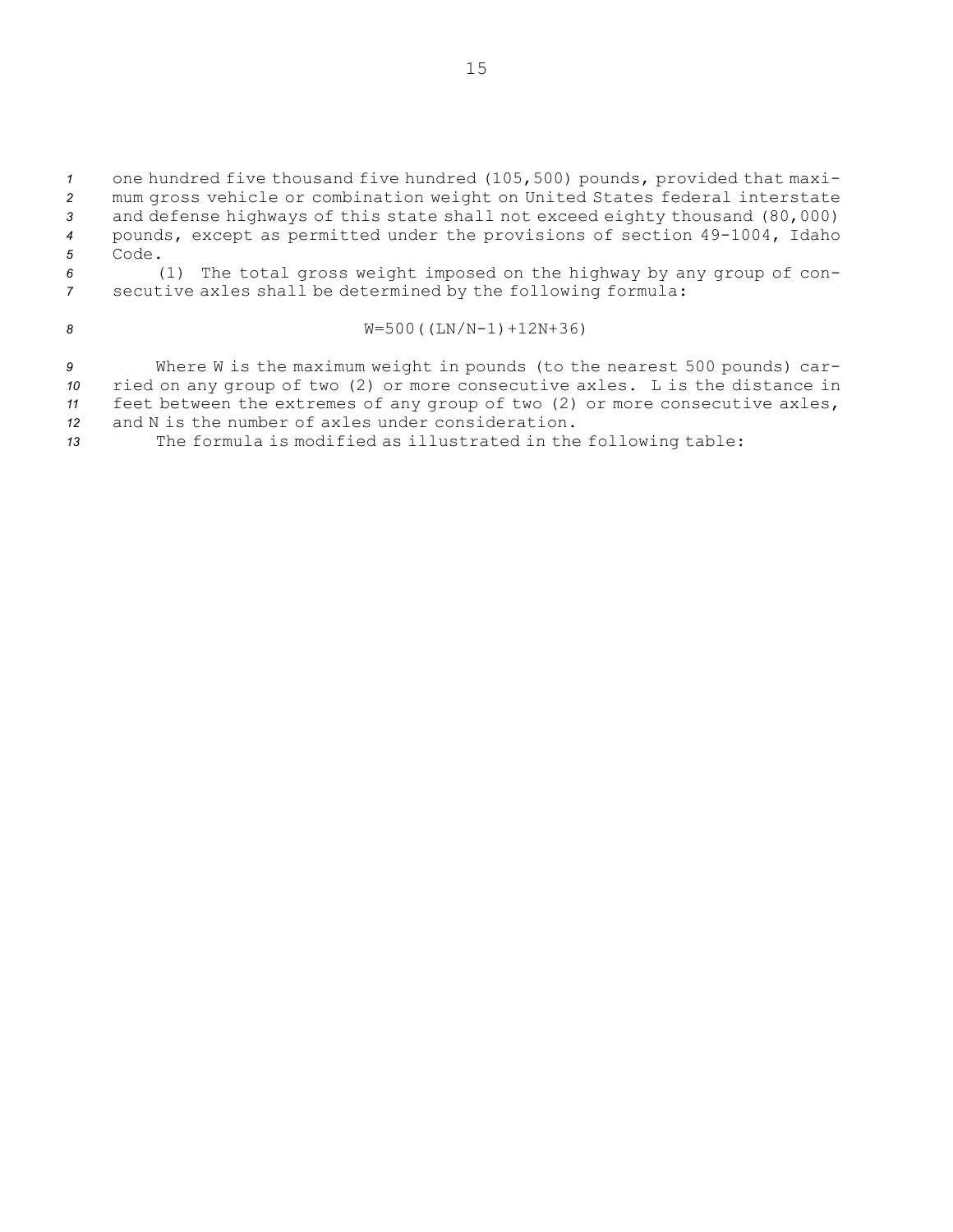one hundred five thousand five hundred (105,500) pounds, provided that maximum gross vehicle or combination weight on United States federal interstate and defense highways of this state shall not exceed eighty thousand (80,000) pounds, except as permitted under the provisions of section 49-1004, Idaho Code.

(1) The total gross weight imposed on the highway by any group of consecutive axles shall be determined by the following formula:

$$W=500((LN/N-1)+12N+36)$$

Where W is the maximum weight in pounds (to the nearest 500 pounds) carried on any group of two (2) or more consecutive axles. L is the distance in feet between the extremes of any group of two (2) or more consecutive axles, and N is the number of axles under consideration.

The formula is modified as illustrated in the following table: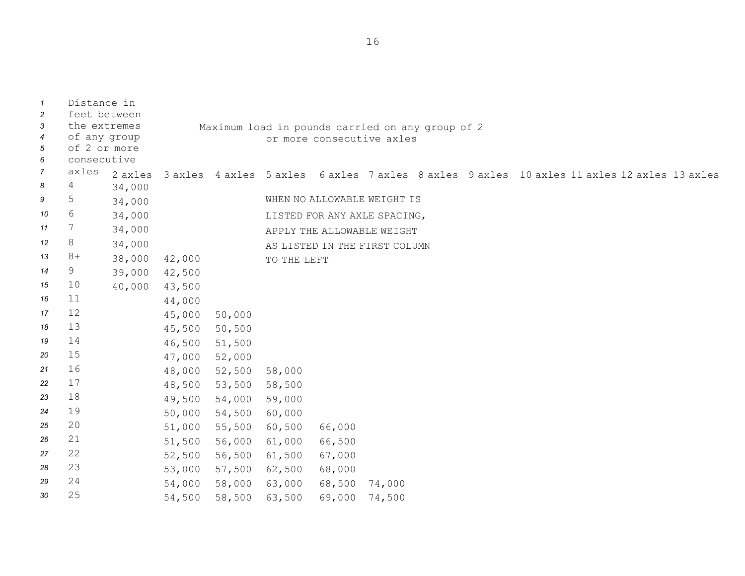| Distance in feet between the extremes of any group of 2 or more consecutive axles | Maximum load in pounds carried on any group of 2 or more consecutive axles | | | | | | | | | | | |
|---|---|---|---|---|---|---|---|---|---|---|---|---|
| | 2 axles | 3 axles | 4 axles | 5 axles | 6 axles | 7 axles | 8 axles | 9 axles | 10 axles | 11 axles | 12 axles | 13 axles |
| 4 | 34,000 | | | | | | | | | | | |
| 5 | 34,000 | | | | | | | | | | | |
| 6 | 34,000 | | | | | | | | | | | |
| 7 | 34,000 | | | | | | | | | | | |
| 8 | 34,000 | | | | | | | | | | | |
| 8+ | 38,000 | 42,000 | | | | | | | | | | |
| 9 | 39,000 | 42,500 | | | | | | | | | | |
| 10 | 40,000 | 43,500 | | | | | | | | | | |
| 11 | | 44,000 | | | | | | | | | | |
| 12 | | 45,000 | 50,000 | | | | | | | | | |
| 13 | | 45,500 | 50,500 | | | | | | | | | |
| 14 | | 46,500 | 51,500 | | | | | | | | | |
| 15 | | 47,000 | 52,000 | | | | | | | | | |
| 16 | | 48,000 | 52,500 | 58,000 | | | | | | | | |
| 17 | | 48,500 | 53,500 | 58,500 | | | | | | | | |
| 18 | | 49,500 | 54,000 | 59,000 | | | | | | | | |
| 19 | | 50,000 | 54,500 | 60,000 | | | | | | | | |
| 20 | | 51,000 | 55,500 | 60,500 | 66,000 | | | | | | | |
| 21 | | 51,500 | 56,000 | 61,000 | 66,500 | | | | | | | |
| 22 | | 52,500 | 56,500 | 61,500 | 67,000 | | | | | | | |
| 23 | | 53,000 | 57,500 | 62,500 | 68,000 | | | | | | | |
| 24 | | 54,000 | 58,000 | 63,000 | 68,500 | 74,000 | | | | | | |
| 25 | | 54,500 | 58,500 | 63,500 | 69,000 | 74,500 | | | | | | |

WHEN NO ALLOWABLE WEIGHT IS LISTED FOR ANY AXLE SPACING, APPLY THE ALLOWABLE WEIGHT AS LISTED IN THE FIRST COLUMN TO THE LEFT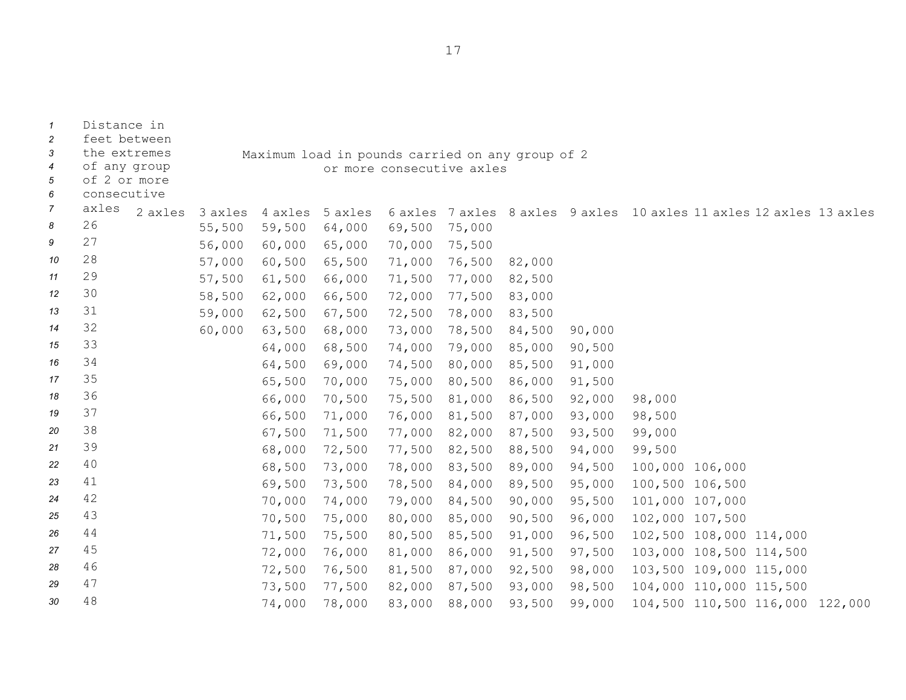| Distance in feet between the extremes of any group of 2 or more consecutive axles | Maximum load in pounds carried on any group of 2 or more consecutive axles | | | | | | | | | | | |
|---|---|---|---|---|---|---|---|---|---|---|---|---|
| | 2 axles | 3 axles | 4 axles | 5 axles | 6 axles | 7 axles | 8 axles | 9 axles | 10 axles | 11 axles | 12 axles | 13 axles |
| 26 | | 55,500 | 59,500 | 64,000 | 69,500 | 75,000 | | | | | | |
| 27 | | 56,000 | 60,000 | 65,000 | 70,000 | 75,500 | | | | | | |
| 28 | | 57,000 | 60,500 | 65,500 | 71,000 | 76,500 | 82,000 | | | | | |
| 29 | | 57,500 | 61,500 | 66,000 | 71,500 | 77,000 | 82,500 | | | | | |
| 30 | | 58,500 | 62,000 | 66,500 | 72,000 | 77,500 | 83,000 | | | | | |
| 31 | | 59,000 | 62,500 | 67,500 | 72,500 | 78,000 | 83,500 | | | | | |
| 32 | | 60,000 | 63,500 | 68,000 | 73,000 | 78,500 | 84,500 | 90,000 | | | | |
| 33 | | | 64,000 | 68,500 | 74,000 | 79,000 | 85,000 | 90,500 | | | | |
| 34 | | | 64,500 | 69,000 | 74,500 | 80,000 | 85,500 | 91,000 | | | | |
| 35 | | | 65,500 | 70,000 | 75,000 | 80,500 | 86,000 | 91,500 | | | | |
| 36 | | | 66,000 | 70,500 | 75,500 | 81,000 | 86,500 | 92,000 | 98,000 | | | |
| 37 | | | 66,500 | 71,000 | 76,000 | 81,500 | 87,000 | 93,000 | 98,500 | | | |
| 38 | | | 67,500 | 71,500 | 77,000 | 82,000 | 87,500 | 93,500 | 99,000 | | | |
| 39 | | | 68,000 | 72,500 | 77,500 | 82,500 | 88,500 | 94,000 | 99,500 | | | |
| 40 | | | 68,500 | 73,000 | 78,000 | 83,500 | 89,000 | 94,500 | 100,000 | 106,000 | | |
| 41 | | | 69,500 | 73,500 | 78,500 | 84,000 | 89,500 | 95,000 | 100,500 | 106,500 | | |
| 42 | | | 70,000 | 74,000 | 79,000 | 84,500 | 90,000 | 95,500 | 101,000 | 107,000 | | |
| 43 | | | 70,500 | 75,000 | 80,000 | 85,000 | 90,500 | 96,000 | 102,000 | 107,500 | | |
| 44 | | | 71,500 | 75,500 | 80,500 | 85,500 | 91,000 | 96,500 | 102,500 | 108,000 | 114,000 | |
| 45 | | | 72,000 | 76,000 | 81,000 | 86,000 | 91,500 | 97,500 | 103,000 | 108,500 | 114,500 | |
| 46 | | | 72,500 | 76,500 | 81,500 | 87,000 | 92,500 | 98,000 | 103,500 | 109,000 | 115,000 | |
| 47 | | | 73,500 | 77,500 | 82,000 | 87,500 | 93,000 | 98,500 | 104,000 | 110,000 | 115,500 | |
| 48 | | | 74,000 | 78,000 | 83,000 | 88,000 | 93,500 | 99,000 | 104,500 | 110,500 | 116,000 | 122,000 |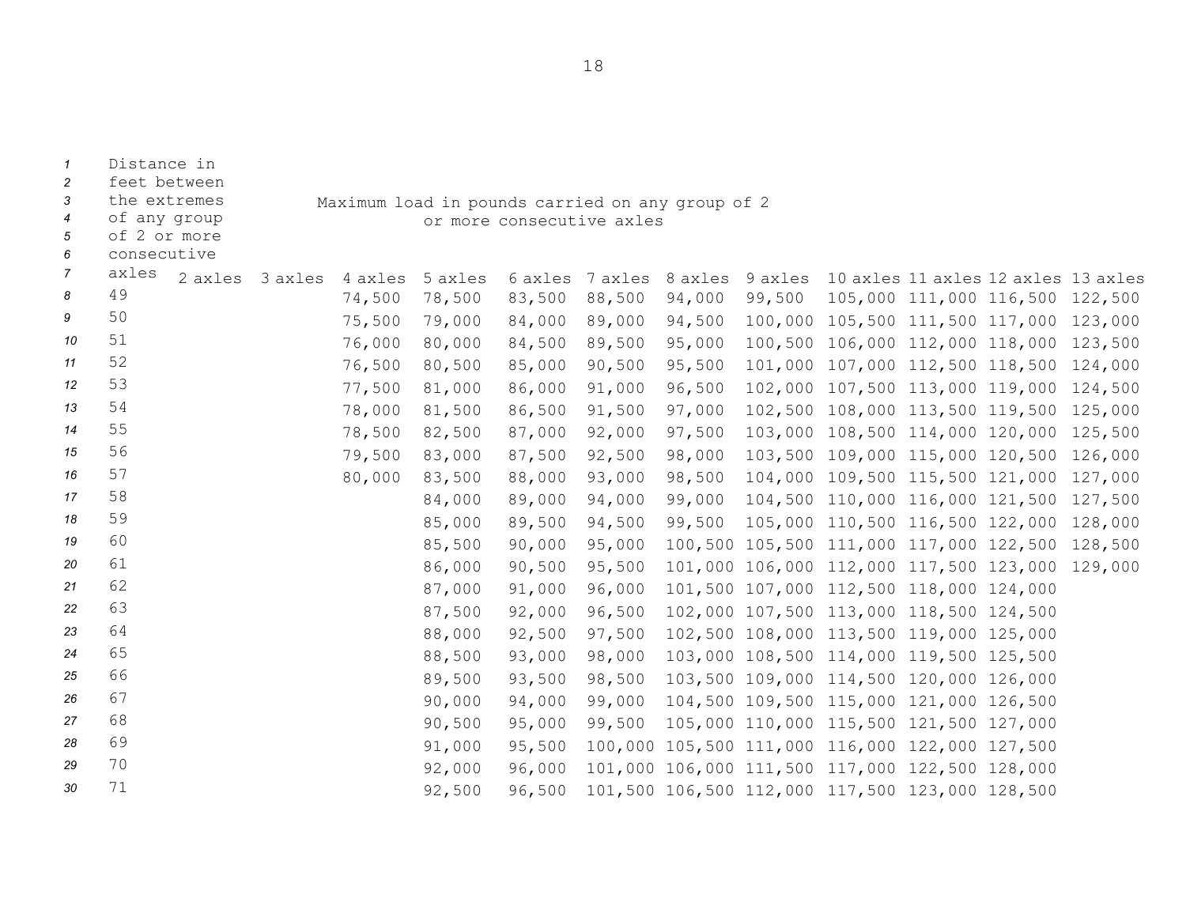| Distance in feet between the extremes of any group of 2 or more consecutive axles | Maximum load in pounds carried on any group of 2 or more consecutive axles | | | | | | | | | | | |
|---|---|---|---|---|---|---|---|---|---|---|---|---|
| | 2 axles | 3 axles | 4 axles | 5 axles | 6 axles | 7 axles | 8 axles | 9 axles | 10 axles | 11 axles | 12 axles | 13 axles |
| 49 | | | 74,500 | 78,500 | 83,500 | 88,500 | 94,000 | 99,500 | 105,000 | 111,000 | 116,500 | 122,500 |
| 50 | | | 75,500 | 79,000 | 84,000 | 89,000 | 94,500 | 100,000 | 105,500 | 111,500 | 117,000 | 123,000 |
| 51 | | | 76,000 | 80,000 | 84,500 | 89,500 | 95,000 | 100,500 | 106,000 | 112,000 | 118,000 | 123,500 |
| 52 | | | 76,500 | 80,500 | 85,000 | 90,500 | 95,500 | 101,000 | 107,000 | 112,500 | 118,500 | 124,000 |
| 53 | | | 77,500 | 81,000 | 86,000 | 91,000 | 96,500 | 102,000 | 107,500 | 113,000 | 119,000 | 124,500 |
| 54 | | | 78,000 | 81,500 | 86,500 | 91,500 | 97,000 | 102,500 | 108,000 | 113,500 | 119,500 | 125,000 |
| 55 | | | 78,500 | 82,500 | 87,000 | 92,000 | 97,500 | 103,000 | 108,500 | 114,000 | 120,000 | 125,500 |
| 56 | | | 79,500 | 83,000 | 87,500 | 92,500 | 98,000 | 103,500 | 109,000 | 115,000 | 120,500 | 126,000 |
| 57 | | | 80,000 | 83,500 | 88,000 | 93,000 | 98,500 | 104,000 | 109,500 | 115,500 | 121,000 | 127,000 |
| 58 | | | | 84,000 | 89,000 | 94,000 | 99,000 | 104,500 | 110,000 | 116,000 | 121,500 | 127,500 |
| 59 | | | | 85,000 | 89,500 | 94,500 | 99,500 | 105,000 | 110,500 | 116,500 | 122,000 | 128,000 |
| 60 | | | | 85,500 | 90,000 | 95,000 | 100,500 | 105,500 | 111,000 | 117,000 | 122,500 | 128,500 |
| 61 | | | | 86,000 | 90,500 | 95,500 | 101,000 | 106,000 | 112,000 | 117,500 | 123,000 | 129,000 |
| 62 | | | | 87,000 | 91,000 | 96,000 | 101,500 | 107,000 | 112,500 | 118,000 | 124,000 | |
| 63 | | | | 87,500 | 92,000 | 96,500 | 102,000 | 107,500 | 113,000 | 118,500 | 124,500 | |
| 64 | | | | 88,000 | 92,500 | 97,500 | 102,500 | 108,000 | 113,500 | 119,000 | 125,000 | |
| 65 | | | | 88,500 | 93,000 | 98,000 | 103,000 | 108,500 | 114,000 | 119,500 | 125,500 | |
| 66 | | | | 89,500 | 93,500 | 98,500 | 103,500 | 109,000 | 114,500 | 120,000 | 126,000 | |
| 67 | | | | 90,000 | 94,000 | 99,000 | 104,500 | 109,500 | 115,000 | 121,000 | 126,500 | |
| 68 | | | | 90,500 | 95,000 | 99,500 | 105,000 | 110,000 | 115,500 | 121,500 | 127,000 | |
| 69 | | | | 91,000 | 95,500 | 100,000 | 105,500 | 111,000 | 116,000 | 122,000 | 127,500 | |
| 70 | | | | 92,000 | 96,000 | 101,000 | 106,000 | 111,500 | 117,000 | 122,500 | 128,000 | |
| 71 | | | | 92,500 | 96,500 | 101,500 | 106,500 | 112,000 | 117,500 | 123,000 | 128,500 | |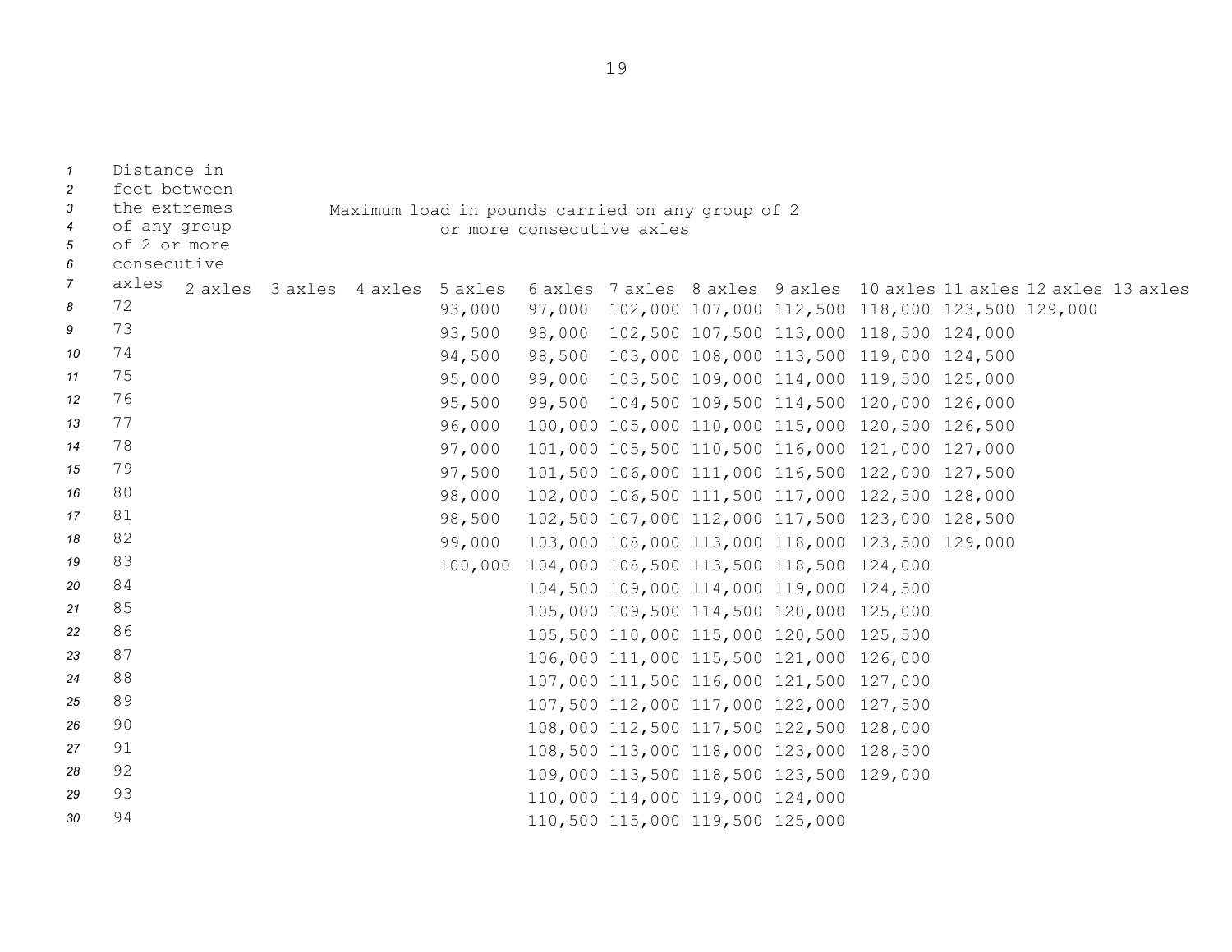| Distance in feet between the extremes of any group of 2 or more consecutive axles | Maximum load in pounds carried on any group of 2 or more consecutive axles | | | | | | | | | | | |
|---|---|---|---|---|---|---|---|---|---|---|---|---|
| | 2 axles | 3 axles | 4 axles | 5 axles | 6 axles | 7 axles | 8 axles | 9 axles | 10 axles | 11 axles | 12 axles | 13 axles |
| 72 | | | | 93,000 | 97,000 | 102,000 | 107,000 | 112,500 | 118,000 | 123,500 | 129,000 | |
| 73 | | | | 93,500 | 98,000 | 102,500 | 107,500 | 113,000 | 118,500 | 124,000 | | |
| 74 | | | | 94,500 | 98,500 | 103,000 | 108,000 | 113,500 | 119,000 | 124,500 | | |
| 75 | | | | 95,000 | 99,000 | 103,500 | 109,000 | 114,000 | 119,500 | 125,000 | | |
| 76 | | | | 95,500 | 99,500 | 104,500 | 109,500 | 114,500 | 120,000 | 126,000 | | |
| 77 | | | | 96,000 | 100,000 | 105,000 | 110,000 | 115,000 | 120,500 | 126,500 | | |
| 78 | | | | 97,000 | 101,000 | 105,500 | 110,500 | 116,000 | 121,000 | 127,000 | | |
| 79 | | | | 97,500 | 101,500 | 106,000 | 111,000 | 116,500 | 122,000 | 127,500 | | |
| 80 | | | | 98,000 | 102,000 | 106,500 | 111,500 | 117,000 | 122,500 | 128,000 | | |
| 81 | | | | 98,500 | 102,500 | 107,000 | 112,000 | 117,500 | 123,000 | 128,500 | | |
| 82 | | | | 99,000 | 103,000 | 108,000 | 113,000 | 118,000 | 123,500 | 129,000 | | |
| 83 | | | | 100,000 | 104,000 | 108,500 | 113,500 | 118,500 | 124,000 | | | |
| 84 | | | | | 104,500 | 109,000 | 114,000 | 119,000 | 124,500 | | | |
| 85 | | | | | 105,000 | 109,500 | 114,500 | 120,000 | 125,000 | | | |
| 86 | | | | | 105,500 | 110,000 | 115,000 | 120,500 | 125,500 | | | |
| 87 | | | | | 106,000 | 111,000 | 115,500 | 121,000 | 126,000 | | | |
| 88 | | | | | 107,000 | 111,500 | 116,000 | 121,500 | 127,000 | | | |
| 89 | | | | | 107,500 | 112,000 | 117,000 | 122,000 | 127,500 | | | |
| 90 | | | | | 108,000 | 112,500 | 117,500 | 122,500 | 128,000 | | | |
| 91 | | | | | 108,500 | 113,000 | 118,000 | 123,000 | 128,500 | | | |
| 92 | | | | | 109,000 | 113,500 | 118,500 | 123,500 | 129,000 | | | |
| 93 | | | | | 110,000 | 114,000 | 119,000 | 124,000 | | | | |
| 94 | | | | | 110,500 | 115,000 | 119,500 | 125,000 | | | | |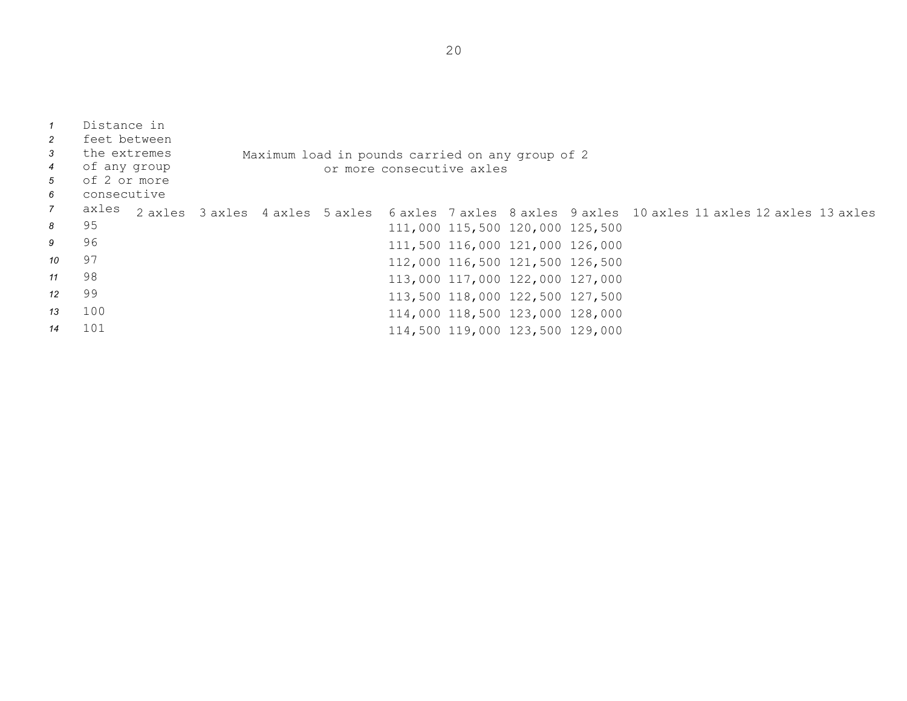| Distance in feet between the extremes of any group of 2 or more consecutive axles | Maximum load in pounds carried on any group of 2 or more consecutive axles | | | | | | | | | | | |
|---|---|---|---|---|---|---|---|---|---|---|---|---|
| | 2 axles | 3 axles | 4 axles | 5 axles | 6 axles | 7 axles | 8 axles | 9 axles | 10 axles | 11 axles | 12 axles | 13 axles |
| 95 | | | | | 111,000 | 115,500 | 120,000 | 125,500 | | | | |
| 96 | | | | | 111,500 | 116,000 | 121,000 | 126,000 | | | | |
| 97 | | | | | 112,000 | 116,500 | 121,500 | 126,500 | | | | |
| 98 | | | | | 113,000 | 117,000 | 122,000 | 127,000 | | | | |
| 99 | | | | | 113,500 | 118,000 | 122,500 | 127,500 | | | | |
| 100 | | | | | 114,000 | 118,500 | 123,000 | 128,000 | | | | |
| 101 | | | | | 114,500 | 119,000 | 123,500 | 129,000 | | | | |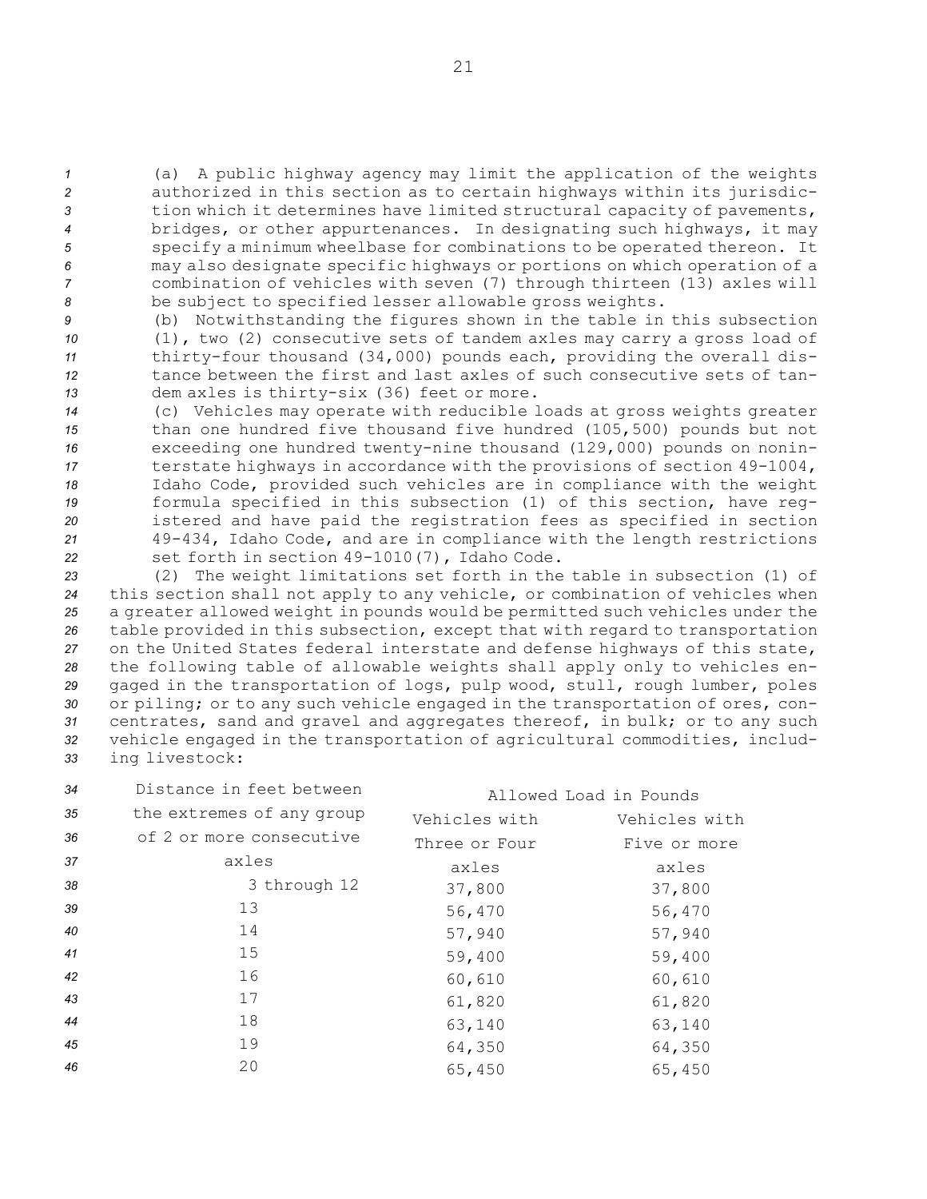(a) A public highway agency may limit the application of the weights authorized in this section as to certain highways within its jurisdiction which it determines have limited structural capacity of pavements, bridges, or other appurtenances. In designating such highways, it may specify a minimum wheelbase for combinations to be operated thereon. It may also designate specific highways or portions on which operation of a combination of vehicles with seven (7) through thirteen (13) axles will be subject to specified lesser allowable gross weights.

(b) Notwithstanding the figures shown in the table in this subsection (1), two (2) consecutive sets of tandem axles may carry a gross load of thirty-four thousand (34,000) pounds each, providing the overall distance between the first and last axles of such consecutive sets of tandem axles is thirty-six (36) feet or more.

(c) Vehicles may operate with reducible loads at gross weights greater than one hundred five thousand five hundred (105,500) pounds but not exceeding one hundred twenty-nine thousand (129,000) pounds on noninterstate highways in accordance with the provisions of section 49-1004, Idaho Code, provided such vehicles are in compliance with the weight formula specified in this subsection (1) of this section, have registered and have paid the registration fees as specified in section 49-434, Idaho Code, and are in compliance with the length restrictions set forth in section 49-1010(7), Idaho Code.

(2) The weight limitations set forth in the table in subsection (1) of this section shall not apply to any vehicle, or combination of vehicles when a greater allowed weight in pounds would be permitted such vehicles under the table provided in this subsection, except that with regard to transportation on the United States federal interstate and defense highways of this state, the following table of allowable weights shall apply only to vehicles engaged in the transportation of logs, pulp wood, stull, rough lumber, poles or piling; or to any such vehicle engaged in the transportation of ores, concentrates, sand and gravel and aggregates thereof, in bulk; or to any such vehicle engaged in the transportation of agricultural commodities, including livestock:

| Distance in feet between the extremes of any group of 2 or more consecutive axles | Allowed Load in Pounds | |
|---|---|---|
| | Vehicles with Three or Four axles | Vehicles with Five or more axles |
| 3 through 12 | 37,800 | 37,800 |
| 13 | 56,470 | 56,470 |
| 14 | 57,940 | 57,940 |
| 15 | 59,400 | 59,400 |
| 16 | 60,610 | 60,610 |
| 17 | 61,820 | 61,820 |
| 18 | 63,140 | 63,140 |
| 19 | 64,350 | 64,350 |
| 20 | 65,450 | 65,450 |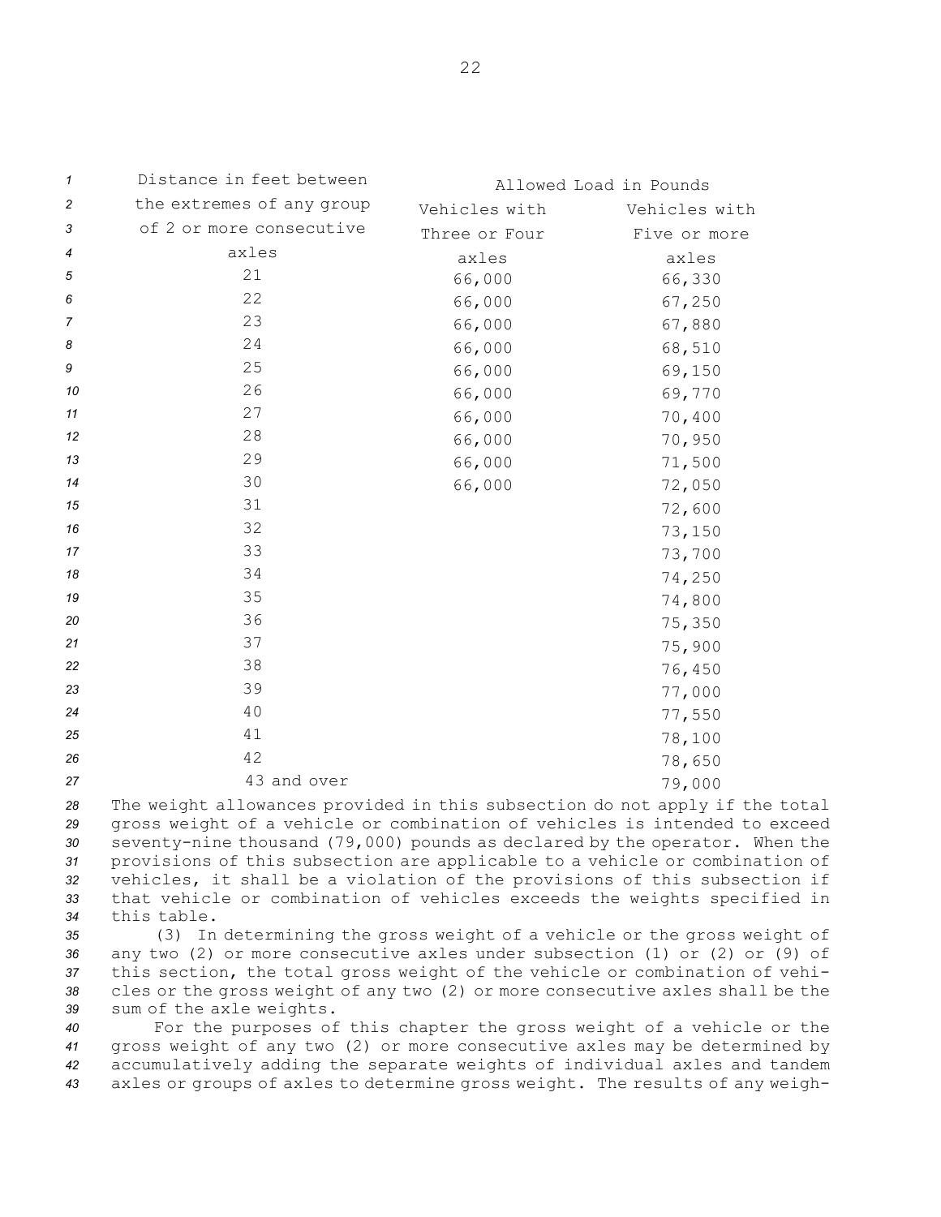| Distance in feet between the extremes of any group of 2 or more consecutive axles | Allowed Load in Pounds | |
|---|---|---|
| | Vehicles with Three or Four axles | Vehicles with Five or more axles |
| 21 | 66,000 | 66,330 |
| 22 | 66,000 | 67,250 |
| 23 | 66,000 | 67,880 |
| 24 | 66,000 | 68,510 |
| 25 | 66,000 | 69,150 |
| 26 | 66,000 | 69,770 |
| 27 | 66,000 | 70,400 |
| 28 | 66,000 | 70,950 |
| 29 | 66,000 | 71,500 |
| 30 | 66,000 | 72,050 |
| 31 | | 72,600 |
| 32 | | 73,150 |
| 33 | | 73,700 |
| 34 | | 74,250 |
| 35 | | 74,800 |
| 36 | | 75,350 |
| 37 | | 75,900 |
| 38 | | 76,450 |
| 39 | | 77,000 |
| 40 | | 77,550 |
| 41 | | 78,100 |
| 42 | | 78,650 |
| 43 and over | | 79,000 |

The weight allowances provided in this subsection do not apply if the total gross weight of a vehicle or combination of vehicles is intended to exceed seventy-nine thousand (79,000) pounds as declared by the operator. When the provisions of this subsection are applicable to a vehicle or combination of vehicles, it shall be a violation of the provisions of this subsection if that vehicle or combination of vehicles exceeds the weights specified in this table.

(3) In determining the gross weight of a vehicle or the gross weight of any two (2) or more consecutive axles under subsection (1) or (2) or (9) of this section, the total gross weight of the vehicle or combination of vehicles or the gross weight of any two (2) or more consecutive axles shall be the sum of the axle weights.

For the purposes of this chapter the gross weight of a vehicle or the gross weight of any two (2) or more consecutive axles may be determined by accumulatively adding the separate weights of individual axles and tandem axles or groups of axles to determine gross weight. The results of any weigh-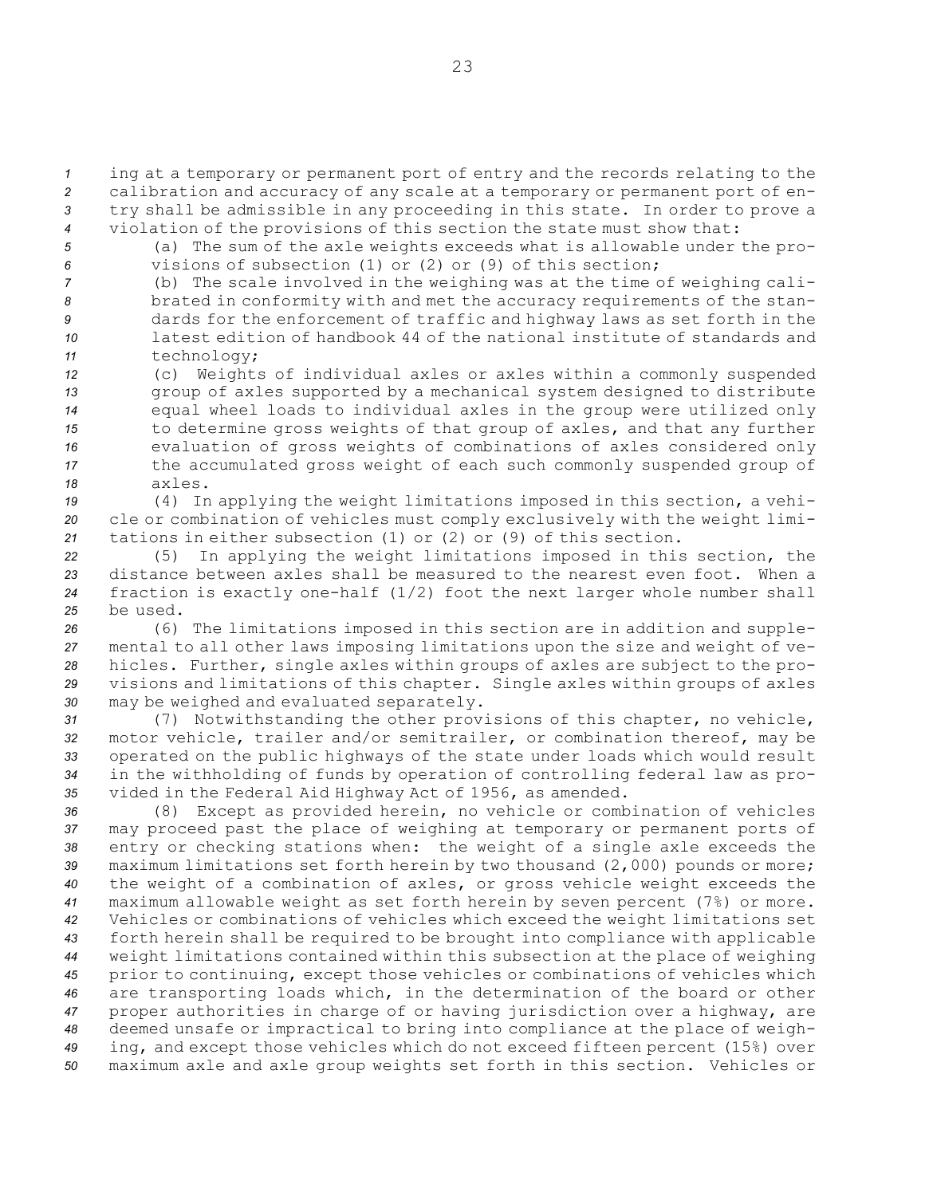ing at a temporary or permanent port of entry and the records relating to the calibration and accuracy of any scale at a temporary or permanent port of entry shall be admissible in any proceeding in this state. In order to prove a violation of the provisions of this section the state must show that:

(a) The sum of the axle weights exceeds what is allowable under the provisions of subsection (1) or (2) or (9) of this section;

(b) The scale involved in the weighing was at the time of weighing calibrated in conformity with and met the accuracy requirements of the standards for the enforcement of traffic and highway laws as set forth in the latest edition of handbook 44 of the national institute of standards and technology;

(c) Weights of individual axles or axles within a commonly suspended group of axles supported by a mechanical system designed to distribute equal wheel loads to individual axles in the group were utilized only to determine gross weights of that group of axles, and that any further evaluation of gross weights of combinations of axles considered only the accumulated gross weight of each such commonly suspended group of axles.

(4) In applying the weight limitations imposed in this section, a vehicle or combination of vehicles must comply exclusively with the weight limitations in either subsection (1) or (2) or (9) of this section.

(5) In applying the weight limitations imposed in this section, the distance between axles shall be measured to the nearest even foot. When a fraction is exactly one-half (1/2) foot the next larger whole number shall be used.

(6) The limitations imposed in this section are in addition and supplemental to all other laws imposing limitations upon the size and weight of vehicles. Further, single axles within groups of axles are subject to the provisions and limitations of this chapter. Single axles within groups of axles may be weighed and evaluated separately.

(7) Notwithstanding the other provisions of this chapter, no vehicle, motor vehicle, trailer and/or semitrailer, or combination thereof, may be operated on the public highways of the state under loads which would result in the withholding of funds by operation of controlling federal law as provided in the Federal Aid Highway Act of 1956, as amended.

(8) Except as provided herein, no vehicle or combination of vehicles may proceed past the place of weighing at temporary or permanent ports of entry or checking stations when: the weight of a single axle exceeds the maximum limitations set forth herein by two thousand (2,000) pounds or more; the weight of a combination of axles, or gross vehicle weight exceeds the maximum allowable weight as set forth herein by seven percent (7%) or more. Vehicles or combinations of vehicles which exceed the weight limitations set forth herein shall be required to be brought into compliance with applicable weight limitations contained within this subsection at the place of weighing prior to continuing, except those vehicles or combinations of vehicles which are transporting loads which, in the determination of the board or other proper authorities in charge of or having jurisdiction over a highway, are deemed unsafe or impractical to bring into compliance at the place of weighing, and except those vehicles which do not exceed fifteen percent (15%) over maximum axle and axle group weights set forth in this section. Vehicles or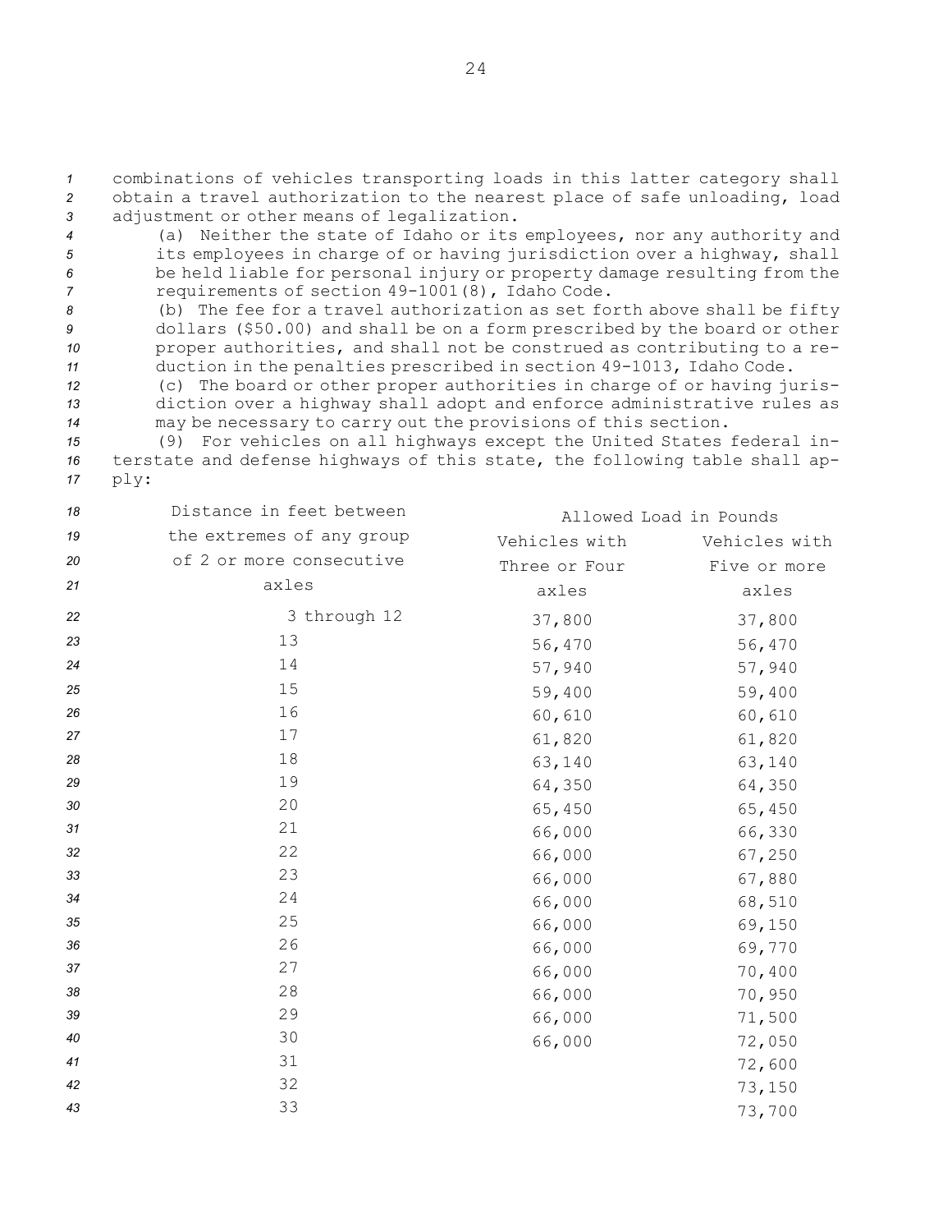combinations of vehicles transporting loads in this latter category shall obtain a travel authorization to the nearest place of safe unloading, load adjustment or other means of legalization.

(a) Neither the state of Idaho or its employees, nor any authority and its employees in charge of or having jurisdiction over a highway, shall be held liable for personal injury or property damage resulting from the requirements of section 49-1001(8), Idaho Code.

(b) The fee for a travel authorization as set forth above shall be fifty dollars ($50.00) and shall be on a form prescribed by the board or other proper authorities, and shall not be construed as contributing to a reduction in the penalties prescribed in section 49-1013, Idaho Code.

(c) The board or other proper authorities in charge of or having jurisdiction over a highway shall adopt and enforce administrative rules as may be necessary to carry out the provisions of this section.

(9) For vehicles on all highways except the United States federal interstate and defense highways of this state, the following table shall apply:

| Distance in feet between the extremes of any group of 2 or more consecutive axles | Allowed Load in Pounds | |
|---|---|---|
| | Vehicles with Three or Four axles | Vehicles with Five or more axles |
| 3 through 12 | 37,800 | 37,800 |
| 13 | 56,470 | 56,470 |
| 14 | 57,940 | 57,940 |
| 15 | 59,400 | 59,400 |
| 16 | 60,610 | 60,610 |
| 17 | 61,820 | 61,820 |
| 18 | 63,140 | 63,140 |
| 19 | 64,350 | 64,350 |
| 20 | 65,450 | 65,450 |
| 21 | 66,000 | 66,330 |
| 22 | 66,000 | 67,250 |
| 23 | 66,000 | 67,880 |
| 24 | 66,000 | 68,510 |
| 25 | 66,000 | 69,150 |
| 26 | 66,000 | 69,770 |
| 27 | 66,000 | 70,400 |
| 28 | 66,000 | 70,950 |
| 29 | 66,000 | 71,500 |
| 30 | 66,000 | 72,050 |
| 31 | | 72,600 |
| 32 | | 73,150 |
| 33 | | 73,700 |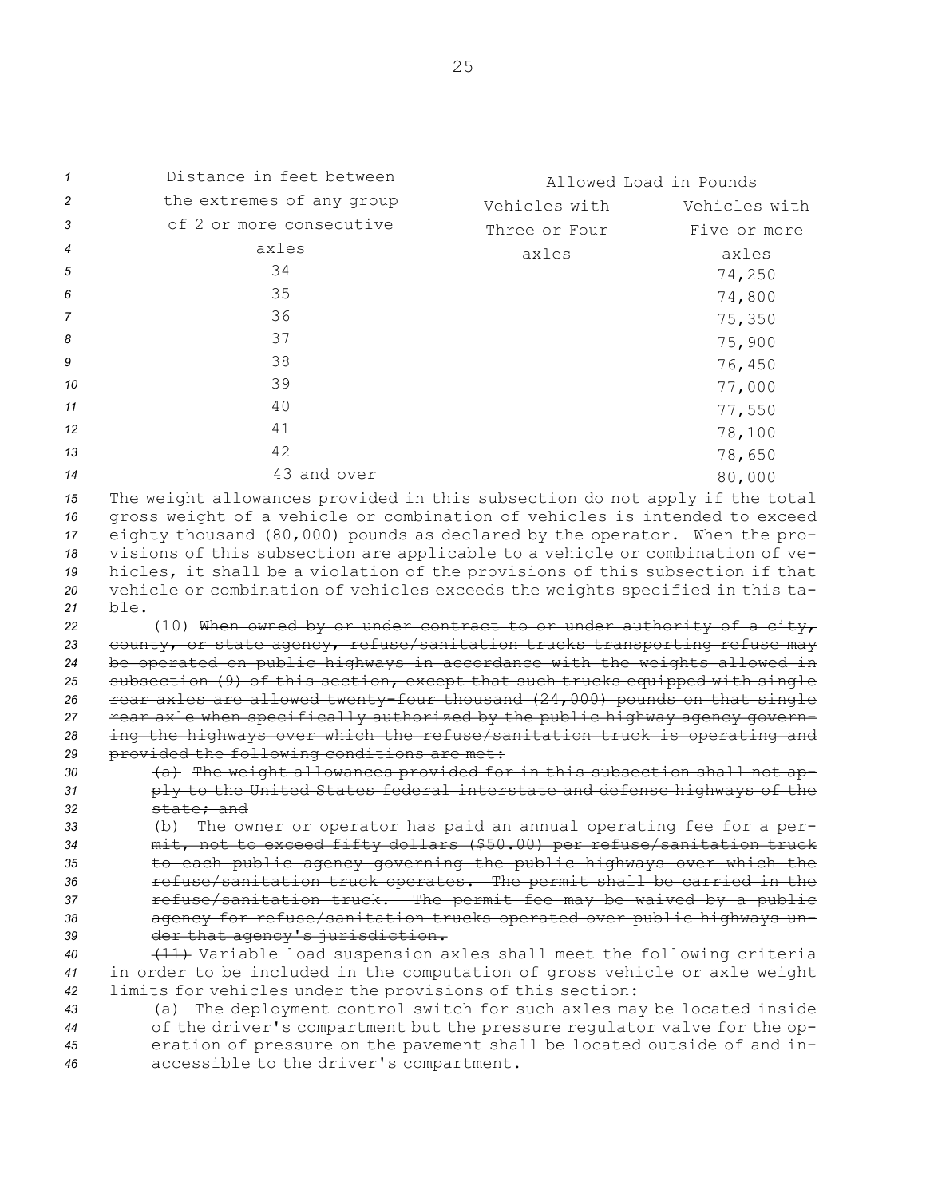| Distance in feet between the extremes of any group of 2 or more consecutive axles | Allowed Load in Pounds | |
|---|---|---|
| | Vehicles with Three or Four axles | Vehicles with Five or more axles |
| 34 | | 74,250 |
| 35 | | 74,800 |
| 36 | | 75,350 |
| 37 | | 75,900 |
| 38 | | 76,450 |
| 39 | | 77,000 |
| 40 | | 77,550 |
| 41 | | 78,100 |
| 42 | | 78,650 |
| 43 and over | | 80,000 |

The weight allowances provided in this subsection do not apply if the total gross weight of a vehicle or combination of vehicles is intended to exceed eighty thousand (80,000) pounds as declared by the operator. When the provisions of this subsection are applicable to a vehicle or combination of vehicles, it shall be a violation of the provisions of this subsection if that vehicle or combination of vehicles exceeds the weights specified in this table.

(10) ~~When owned by or under contract to or under authority of a city, county, or state agency, refuse/sanitation trucks transporting refuse may be operated on public highways in accordance with the weights allowed in subsection (9) of this section, except that such trucks equipped with single rear axles are allowed twenty-four thousand (24,000) pounds on that single rear axle when specifically authorized by the public highway agency governing the highways over which the refuse/sanitation truck is operating and provided the following conditions are met:~~

~~(a) The weight allowances provided for in this subsection shall not apply to the United States federal interstate and defense highways of the state; and~~

~~(b) The owner or operator has paid an annual operating fee for a permit, not to exceed fifty dollars ($50.00) per refuse/sanitation truck to each public agency governing the public highways over which the refuse/sanitation truck operates. The permit shall be carried in the refuse/sanitation truck. The permit fee may be waived by a public agency for refuse/sanitation trucks operated over public highways under that agency's jurisdiction.~~

~~(11)~~ Variable load suspension axles shall meet the following criteria in order to be included in the computation of gross vehicle or axle weight limits for vehicles under the provisions of this section:

(a) The deployment control switch for such axles may be located inside of the driver's compartment but the pressure regulator valve for the operation of pressure on the pavement shall be located outside of and inaccessible to the driver's compartment.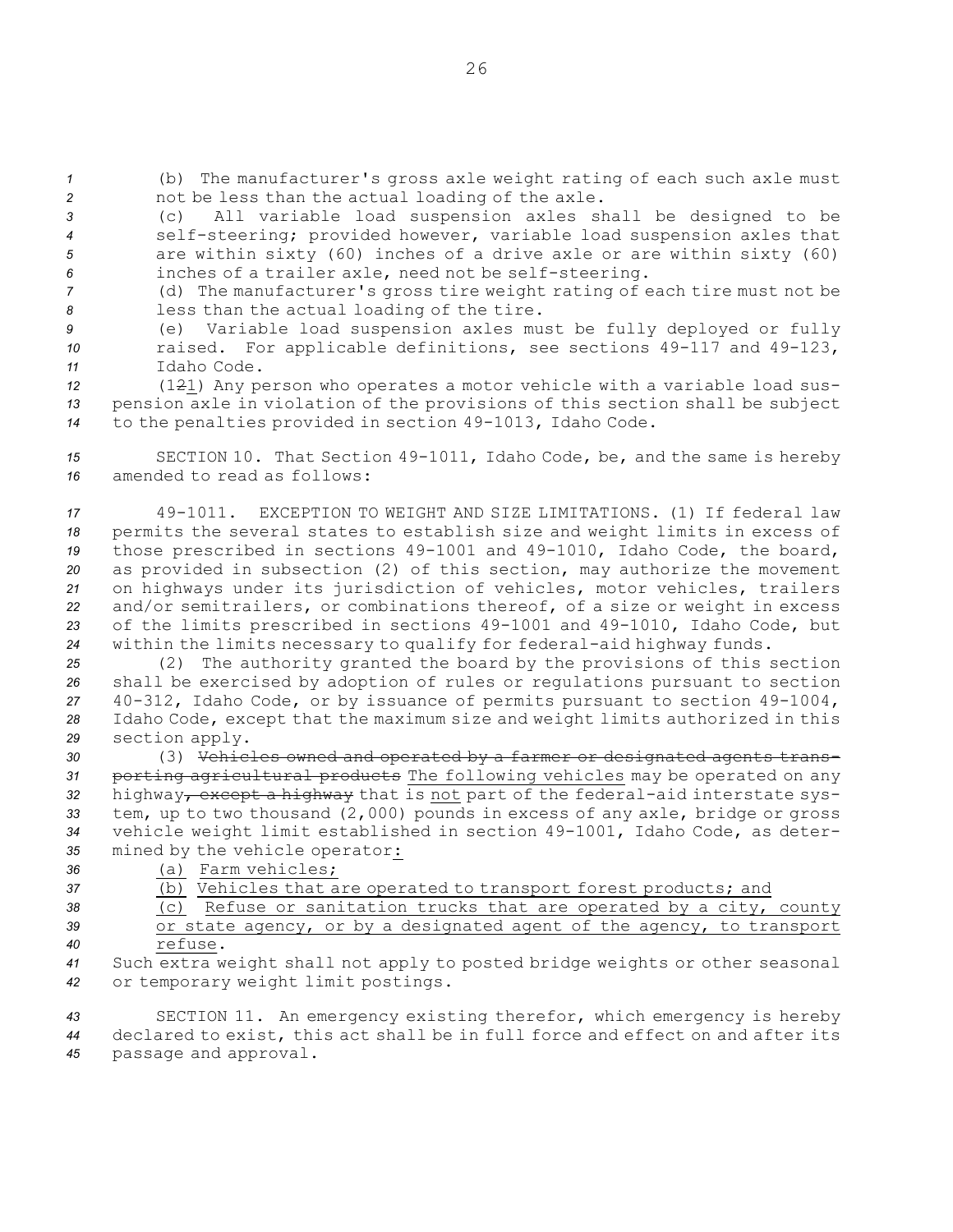(b) The manufacturer's gross axle weight rating of each such axle must not be less than the actual loading of the axle.

(c) All variable load suspension axles shall be designed to be self-steering; provided however, variable load suspension axles that are within sixty (60) inches of a drive axle or are within sixty (60) inches of a trailer axle, need not be self-steering.

(d) The manufacturer's gross tire weight rating of each tire must not be less than the actual loading of the tire.

(e) Variable load suspension axles must be fully deployed or fully raised. For applicable definitions, see sections 49-117 and 49-123, Idaho Code.

(~~12~~1) Any person who operates a motor vehicle with a variable load suspension axle in violation of the provisions of this section shall be subject to the penalties provided in section 49-1013, Idaho Code.

SECTION 10. That Section 49-1011, Idaho Code, be, and the same is hereby amended to read as follows:

49-1011. EXCEPTION TO WEIGHT AND SIZE LIMITATIONS. (1) If federal law permits the several states to establish size and weight limits in excess of those prescribed in sections 49-1001 and 49-1010, Idaho Code, the board, as provided in subsection (2) of this section, may authorize the movement on highways under its jurisdiction of vehicles, motor vehicles, trailers and/or semitrailers, or combinations thereof, of a size or weight in excess of the limits prescribed in sections 49-1001 and 49-1010, Idaho Code, but within the limits necessary to qualify for federal-aid highway funds.

(2) The authority granted the board by the provisions of this section shall be exercised by adoption of rules or regulations pursuant to section 40-312, Idaho Code, or by issuance of permits pursuant to section 49-1004, Idaho Code, except that the maximum size and weight limits authorized in this section apply.

(3) ~~Vehicles owned and operated by a farmer or designated agents transporting agricultural products~~ The following vehicles may be operated on any highway~~, except a highway~~ that is not part of the federal-aid interstate system, up to two thousand (2,000) pounds in excess of any axle, bridge or gross vehicle weight limit established in section 49-1001, Idaho Code, as determined by the vehicle operator:

(a) Farm vehicles;

(b) Vehicles that are operated to transport forest products; and

(c) Refuse or sanitation trucks that are operated by a city, county or state agency, or by a designated agent of the agency, to transport refuse.

Such extra weight shall not apply to posted bridge weights or other seasonal or temporary weight limit postings.

SECTION 11. An emergency existing therefor, which emergency is hereby declared to exist, this act shall be in full force and effect on and after its passage and approval.